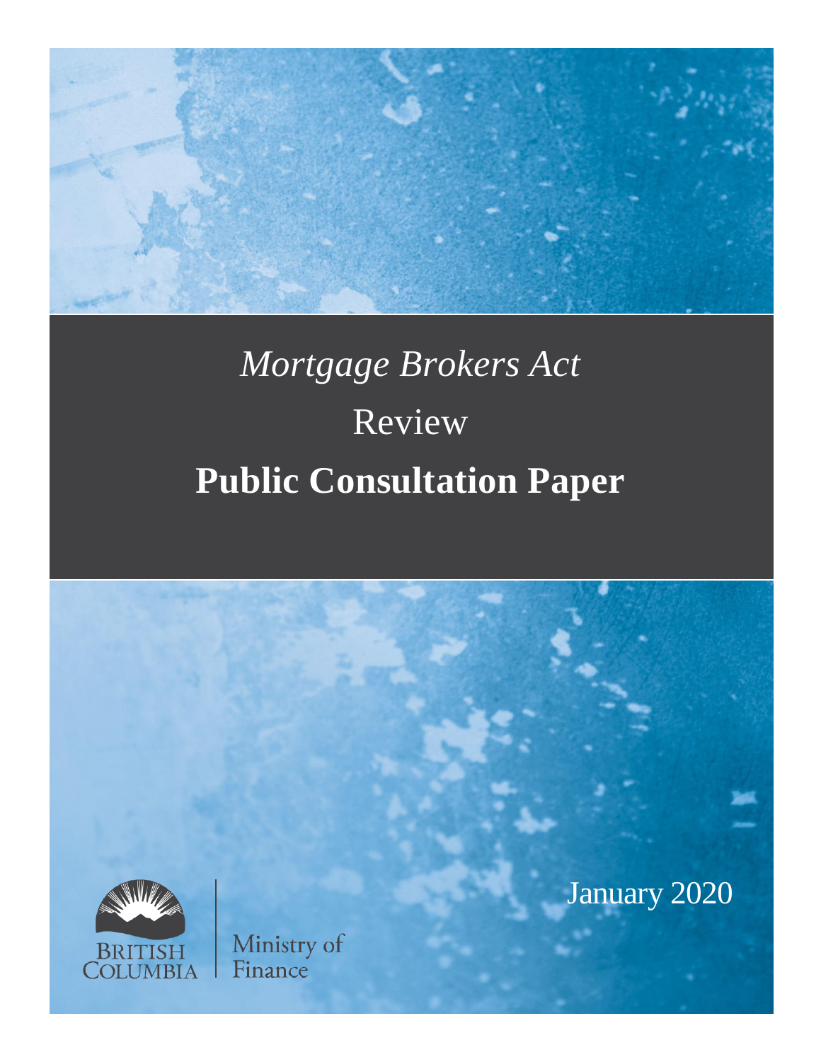# *Mortgage Brokers Act*

# Review

# **Public Consultation Paper**

January 2020

BRITISH COLUMBIA

Ministry of Finance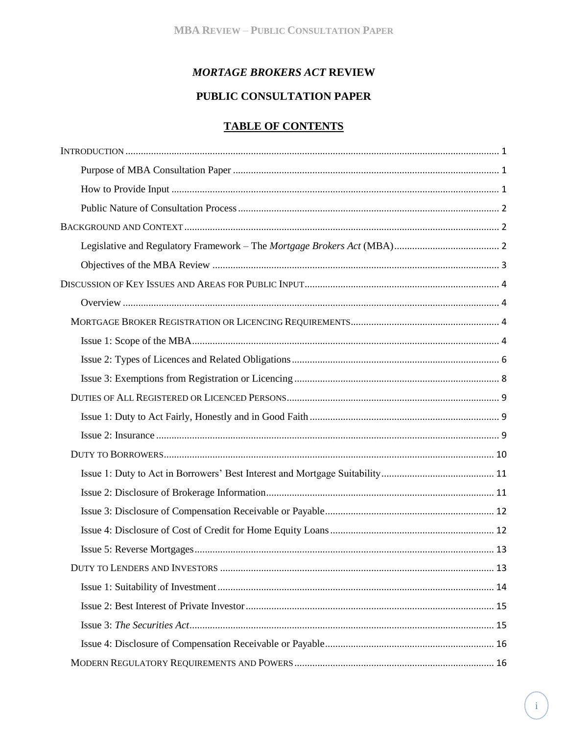# *MORTAGE BROKERS ACT* REVIEW

## PUBLIC CONSULTATION PAPER

### TABLE OF CONTENTS

INTRODUCTION ..... 1

- Purpose of MBA Consultation Paper ..... 1
- How to Provide Input ..... 1
- Public Nature of Consultation Process ..... 2

BACKGROUND AND CONTEXT ..... 2

- Legislative and Regulatory Framework – The *Mortgage Brokers Act* (MBA) ..... 2
- Objectives of the MBA Review ..... 3

DISCUSSION OF KEY ISSUES AND AREAS FOR PUBLIC INPUT ..... 4

- Overview ..... 4

MORTGAGE BROKER REGISTRATION OR LICENCING REQUIREMENTS ..... 4

- Issue 1: Scope of the MBA ..... 4
- Issue 2: Types of Licences and Related Obligations ..... 6
- Issue 3: Exemptions from Registration or Licencing ..... 8

DUTIES OF ALL REGISTERED OR LICENCED PERSONS ..... 9

- Issue 1: Duty to Act Fairly, Honestly and in Good Faith ..... 9
- Issue 2: Insurance ..... 9

DUTY TO BORROWERS ..... 10

- Issue 1: Duty to Act in Borrowers' Best Interest and Mortgage Suitability ..... 11
- Issue 2: Disclosure of Brokerage Information ..... 11
- Issue 3: Disclosure of Compensation Receivable or Payable ..... 12
- Issue 4: Disclosure of Cost of Credit for Home Equity Loans ..... 12
- Issue 5: Reverse Mortgages ..... 13

DUTY TO LENDERS AND INVESTORS ..... 13

- Issue 1: Suitability of Investment ..... 14
- Issue 2: Best Interest of Private Investor ..... 15
- Issue 3: *The Securities Act* ..... 15
- Issue 4: Disclosure of Compensation Receivable or Payable ..... 16

MODERN REGULATORY REQUIREMENTS AND POWERS ..... 16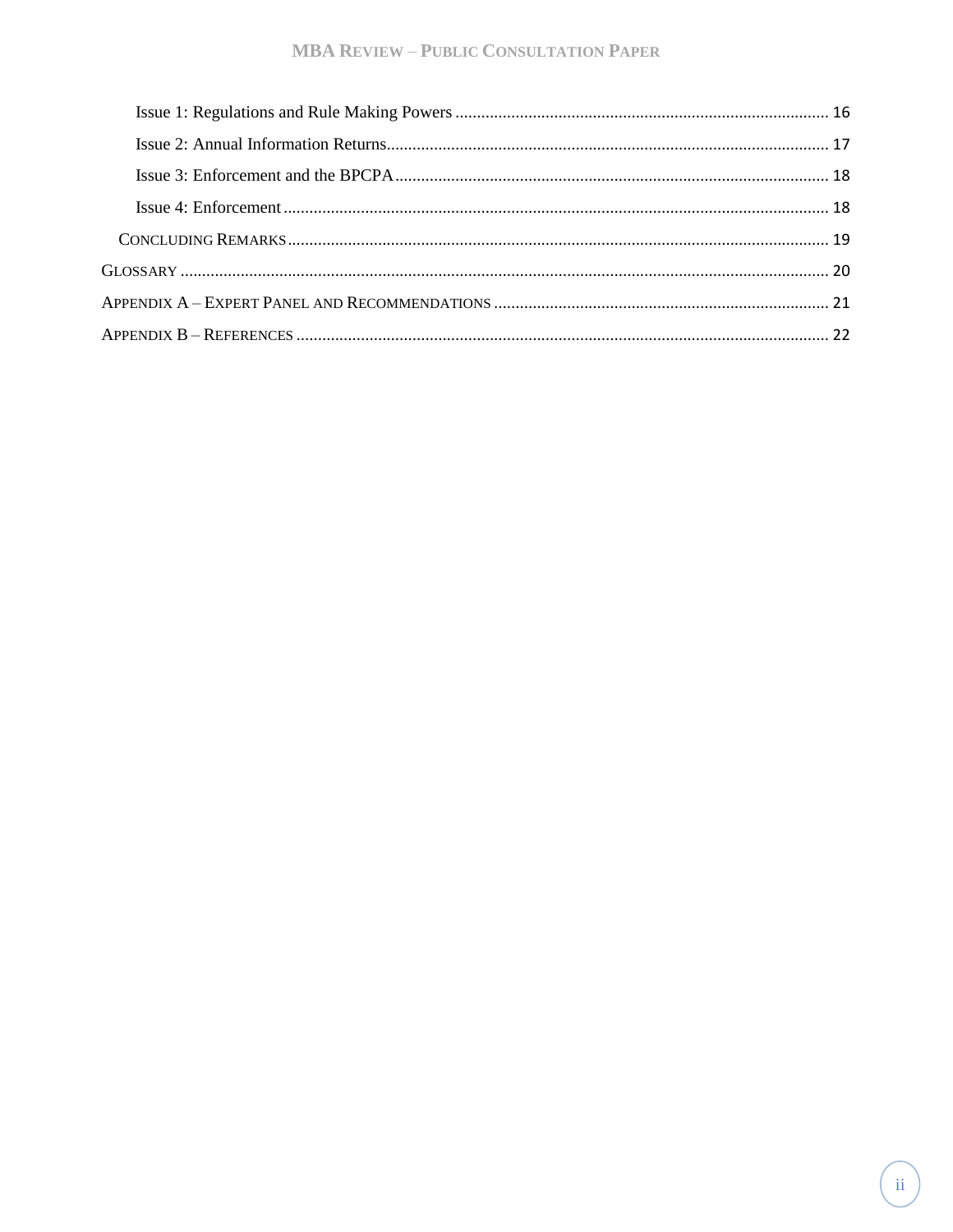Issue 1: Regulations and Rule Making Powers ........ 16

Issue 2: Annual Information Returns ........ 17

Issue 3: Enforcement and the BPCPA ........ 18

Issue 4: Enforcement ........ 18

CONCLUDING REMARKS ........ 19

GLOSSARY ........ 20

APPENDIX A – EXPERT PANEL AND RECOMMENDATIONS ........ 21

APPENDIX B – REFERENCES ........ 22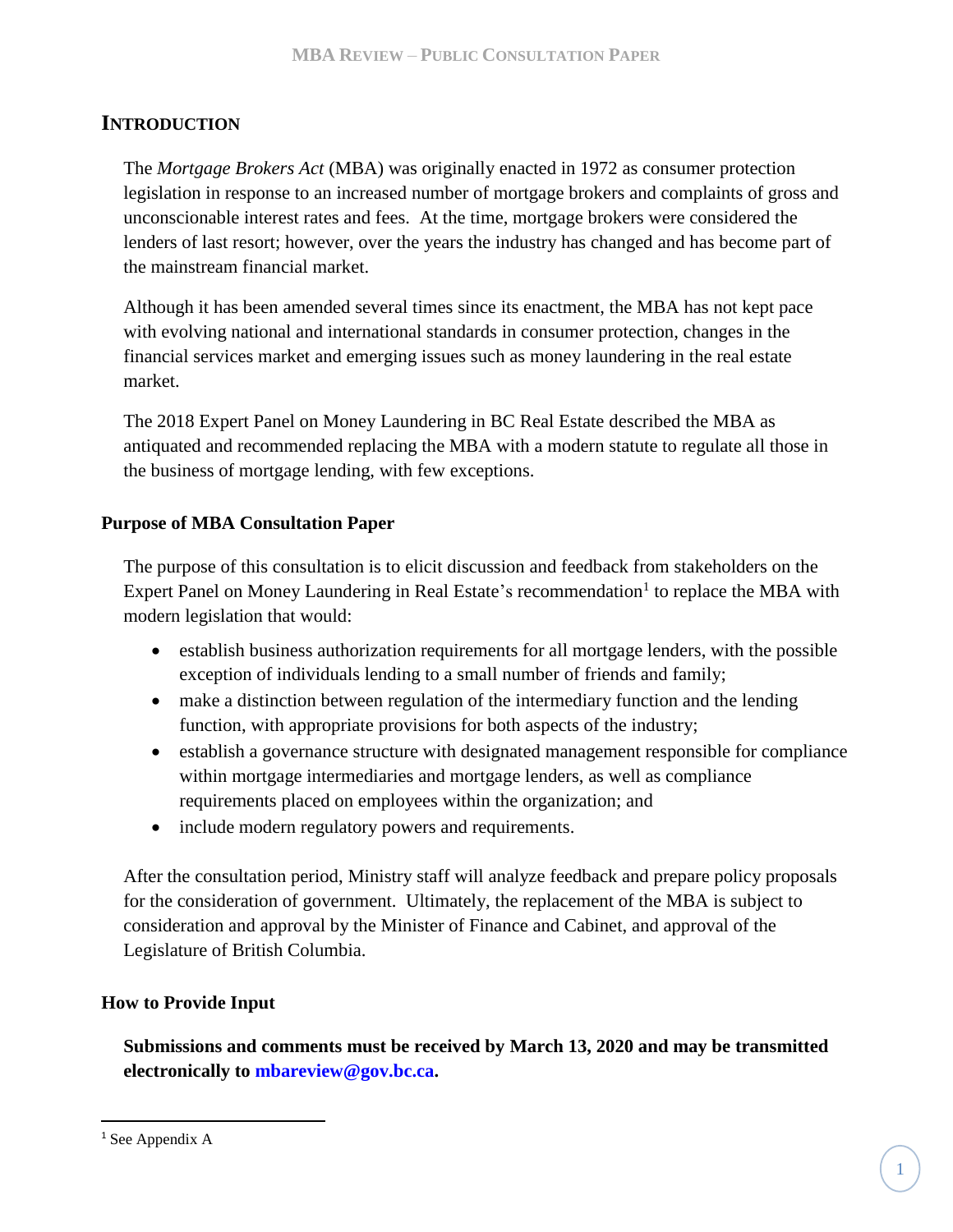## Introduction

The *Mortgage Brokers Act* (MBA) was originally enacted in 1972 as consumer protection legislation in response to an increased number of mortgage brokers and complaints of gross and unconscionable interest rates and fees. At the time, mortgage brokers were considered the lenders of last resort; however, over the years the industry has changed and has become part of the mainstream financial market.

Although it has been amended several times since its enactment, the MBA has not kept pace with evolving national and international standards in consumer protection, changes in the financial services market and emerging issues such as money laundering in the real estate market.

The 2018 Expert Panel on Money Laundering in BC Real Estate described the MBA as antiquated and recommended replacing the MBA with a modern statute to regulate all those in the business of mortgage lending, with few exceptions.

### Purpose of MBA Consultation Paper

The purpose of this consultation is to elicit discussion and feedback from stakeholders on the Expert Panel on Money Laundering in Real Estate's recommendation[1] to replace the MBA with modern legislation that would:

- establish business authorization requirements for all mortgage lenders, with the possible exception of individuals lending to a small number of friends and family;
- make a distinction between regulation of the intermediary function and the lending function, with appropriate provisions for both aspects of the industry;
- establish a governance structure with designated management responsible for compliance within mortgage intermediaries and mortgage lenders, as well as compliance requirements placed on employees within the organization; and
- include modern regulatory powers and requirements.

After the consultation period, Ministry staff will analyze feedback and prepare policy proposals for the consideration of government. Ultimately, the replacement of the MBA is subject to consideration and approval by the Minister of Finance and Cabinet, and approval of the Legislature of British Columbia.

### How to Provide Input

**Submissions and comments must be received by March 13, 2020 and may be transmitted electronically to mbareview@gov.bc.ca.**

---

[1] See Appendix A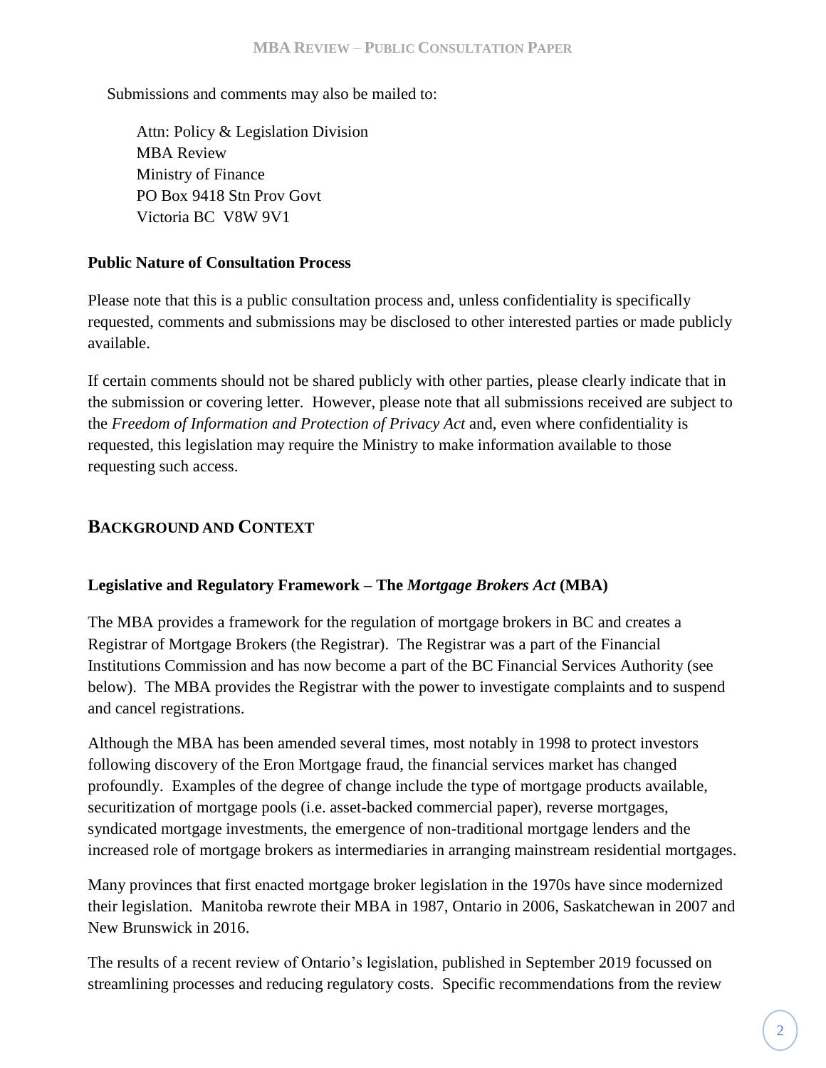Submissions and comments may also be mailed to:

Attn: Policy & Legislation Division
MBA Review
Ministry of Finance
PO Box 9418 Stn Prov Govt
Victoria BC V8W 9V1

**Public Nature of Consultation Process**

Please note that this is a public consultation process and, unless confidentiality is specifically requested, comments and submissions may be disclosed to other interested parties or made publicly available.

If certain comments should not be shared publicly with other parties, please clearly indicate that in the submission or covering letter. However, please note that all submissions received are subject to the *Freedom of Information and Protection of Privacy Act* and, even where confidentiality is requested, this legislation may require the Ministry to make information available to those requesting such access.

## BACKGROUND AND CONTEXT

### Legislative and Regulatory Framework – The *Mortgage Brokers Act* (MBA)

The MBA provides a framework for the regulation of mortgage brokers in BC and creates a Registrar of Mortgage Brokers (the Registrar). The Registrar was a part of the Financial Institutions Commission and has now become a part of the BC Financial Services Authority (see below). The MBA provides the Registrar with the power to investigate complaints and to suspend and cancel registrations.

Although the MBA has been amended several times, most notably in 1998 to protect investors following discovery of the Eron Mortgage fraud, the financial services market has changed profoundly. Examples of the degree of change include the type of mortgage products available, securitization of mortgage pools (i.e. asset-backed commercial paper), reverse mortgages, syndicated mortgage investments, the emergence of non-traditional mortgage lenders and the increased role of mortgage brokers as intermediaries in arranging mainstream residential mortgages.

Many provinces that first enacted mortgage broker legislation in the 1970s have since modernized their legislation. Manitoba rewrote their MBA in 1987, Ontario in 2006, Saskatchewan in 2007 and New Brunswick in 2016.

The results of a recent review of Ontario's legislation, published in September 2019 focussed on streamlining processes and reducing regulatory costs. Specific recommendations from the review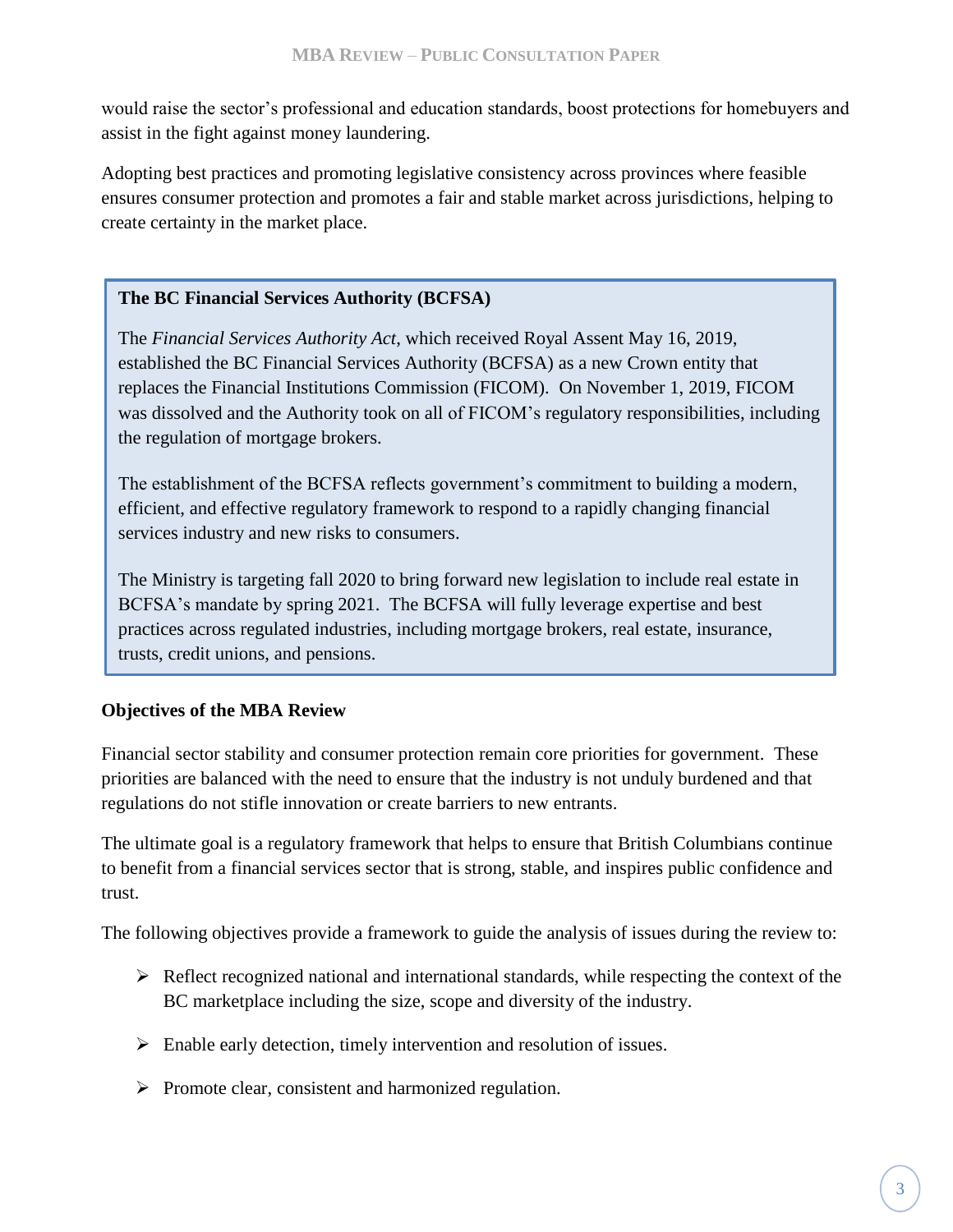would raise the sector's professional and education standards, boost protections for homebuyers and assist in the fight against money laundering.

Adopting best practices and promoting legislative consistency across provinces where feasible ensures consumer protection and promotes a fair and stable market across jurisdictions, helping to create certainty in the market place.

> **The BC Financial Services Authority (BCFSA)**
>
> The *Financial Services Authority Act*, which received Royal Assent May 16, 2019, established the BC Financial Services Authority (BCFSA) as a new Crown entity that replaces the Financial Institutions Commission (FICOM). On November 1, 2019, FICOM was dissolved and the Authority took on all of FICOM's regulatory responsibilities, including the regulation of mortgage brokers.
>
> The establishment of the BCFSA reflects government's commitment to building a modern, efficient, and effective regulatory framework to respond to a rapidly changing financial services industry and new risks to consumers.
>
> The Ministry is targeting fall 2020 to bring forward new legislation to include real estate in BCFSA's mandate by spring 2021. The BCFSA will fully leverage expertise and best practices across regulated industries, including mortgage brokers, real estate, insurance, trusts, credit unions, and pensions.

**Objectives of the MBA Review**

Financial sector stability and consumer protection remain core priorities for government. These priorities are balanced with the need to ensure that the industry is not unduly burdened and that regulations do not stifle innovation or create barriers to new entrants.

The ultimate goal is a regulatory framework that helps to ensure that British Columbians continue to benefit from a financial services sector that is strong, stable, and inspires public confidence and trust.

The following objectives provide a framework to guide the analysis of issues during the review to:

- Reflect recognized national and international standards, while respecting the context of the BC marketplace including the size, scope and diversity of the industry.
- Enable early detection, timely intervention and resolution of issues.
- Promote clear, consistent and harmonized regulation.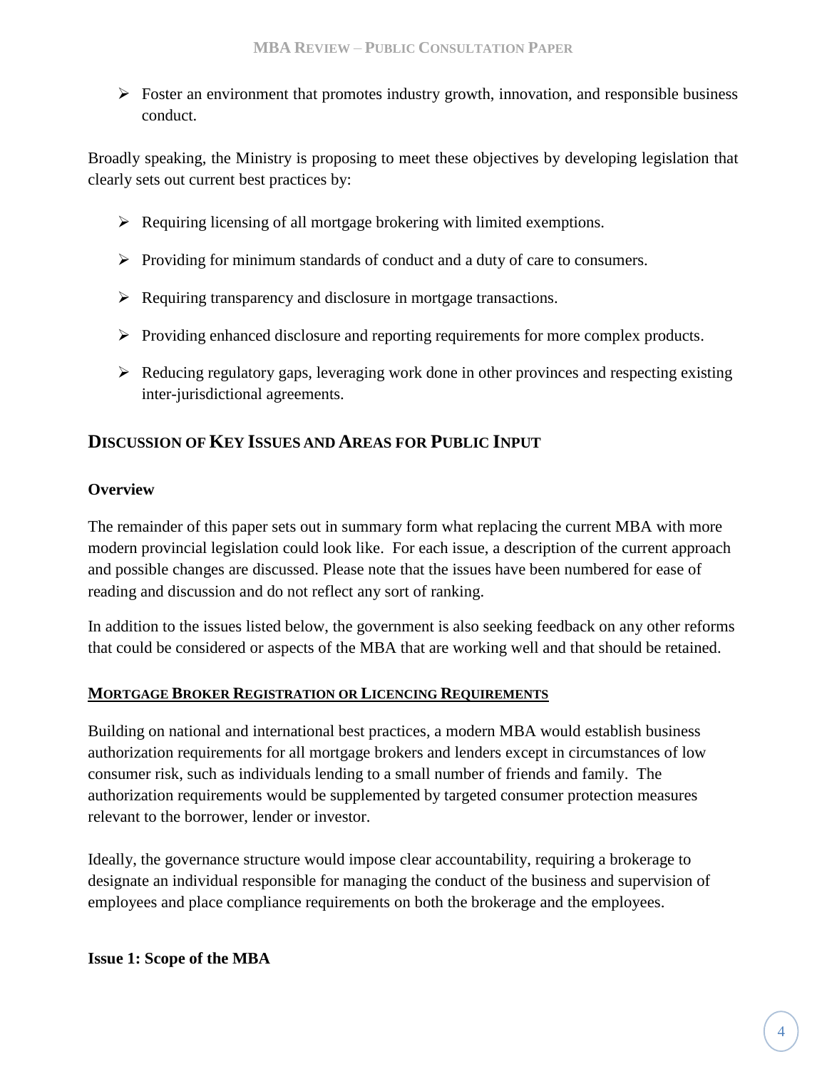- Foster an environment that promotes industry growth, innovation, and responsible business conduct.

Broadly speaking, the Ministry is proposing to meet these objectives by developing legislation that clearly sets out current best practices by:

- Requiring licensing of all mortgage brokering with limited exemptions.
- Providing for minimum standards of conduct and a duty of care to consumers.
- Requiring transparency and disclosure in mortgage transactions.
- Providing enhanced disclosure and reporting requirements for more complex products.
- Reducing regulatory gaps, leveraging work done in other provinces and respecting existing inter-jurisdictional agreements.

## DISCUSSION OF KEY ISSUES AND AREAS FOR PUBLIC INPUT

### Overview

The remainder of this paper sets out in summary form what replacing the current MBA with more modern provincial legislation could look like. For each issue, a description of the current approach and possible changes are discussed. Please note that the issues have been numbered for ease of reading and discussion and do not reflect any sort of ranking.

In addition to the issues listed below, the government is also seeking feedback on any other reforms that could be considered or aspects of the MBA that are working well and that should be retained.

### MORTGAGE BROKER REGISTRATION OR LICENCING REQUIREMENTS

Building on national and international best practices, a modern MBA would establish business authorization requirements for all mortgage brokers and lenders except in circumstances of low consumer risk, such as individuals lending to a small number of friends and family. The authorization requirements would be supplemented by targeted consumer protection measures relevant to the borrower, lender or investor.

Ideally, the governance structure would impose clear accountability, requiring a brokerage to designate an individual responsible for managing the conduct of the business and supervision of employees and place compliance requirements on both the brokerage and the employees.

### Issue 1: Scope of the MBA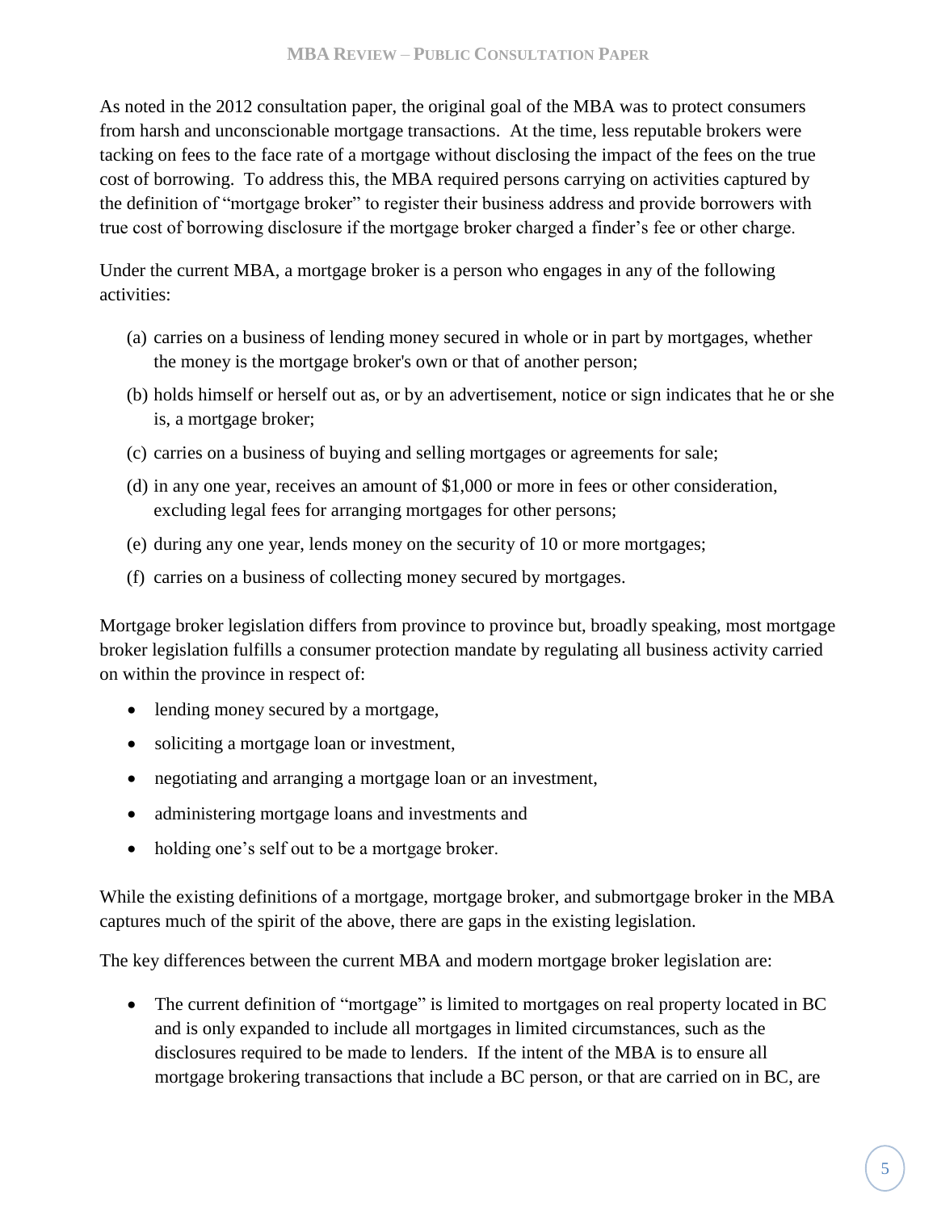As noted in the 2012 consultation paper, the original goal of the MBA was to protect consumers from harsh and unconscionable mortgage transactions. At the time, less reputable brokers were tacking on fees to the face rate of a mortgage without disclosing the impact of the fees on the true cost of borrowing. To address this, the MBA required persons carrying on activities captured by the definition of "mortgage broker" to register their business address and provide borrowers with true cost of borrowing disclosure if the mortgage broker charged a finder's fee or other charge.

Under the current MBA, a mortgage broker is a person who engages in any of the following activities:

(a) carries on a business of lending money secured in whole or in part by mortgages, whether the money is the mortgage broker's own or that of another person;

(b) holds himself or herself out as, or by an advertisement, notice or sign indicates that he or she is, a mortgage broker;

(c) carries on a business of buying and selling mortgages or agreements for sale;

(d) in any one year, receives an amount of $1,000 or more in fees or other consideration, excluding legal fees for arranging mortgages for other persons;

(e) during any one year, lends money on the security of 10 or more mortgages;

(f) carries on a business of collecting money secured by mortgages.

Mortgage broker legislation differs from province to province but, broadly speaking, most mortgage broker legislation fulfills a consumer protection mandate by regulating all business activity carried on within the province in respect of:

- lending money secured by a mortgage,
- soliciting a mortgage loan or investment,
- negotiating and arranging a mortgage loan or an investment,
- administering mortgage loans and investments and
- holding one's self out to be a mortgage broker.

While the existing definitions of a mortgage, mortgage broker, and submortgage broker in the MBA captures much of the spirit of the above, there are gaps in the existing legislation.

The key differences between the current MBA and modern mortgage broker legislation are:

- The current definition of "mortgage" is limited to mortgages on real property located in BC and is only expanded to include all mortgages in limited circumstances, such as the disclosures required to be made to lenders. If the intent of the MBA is to ensure all mortgage brokering transactions that include a BC person, or that are carried on in BC, are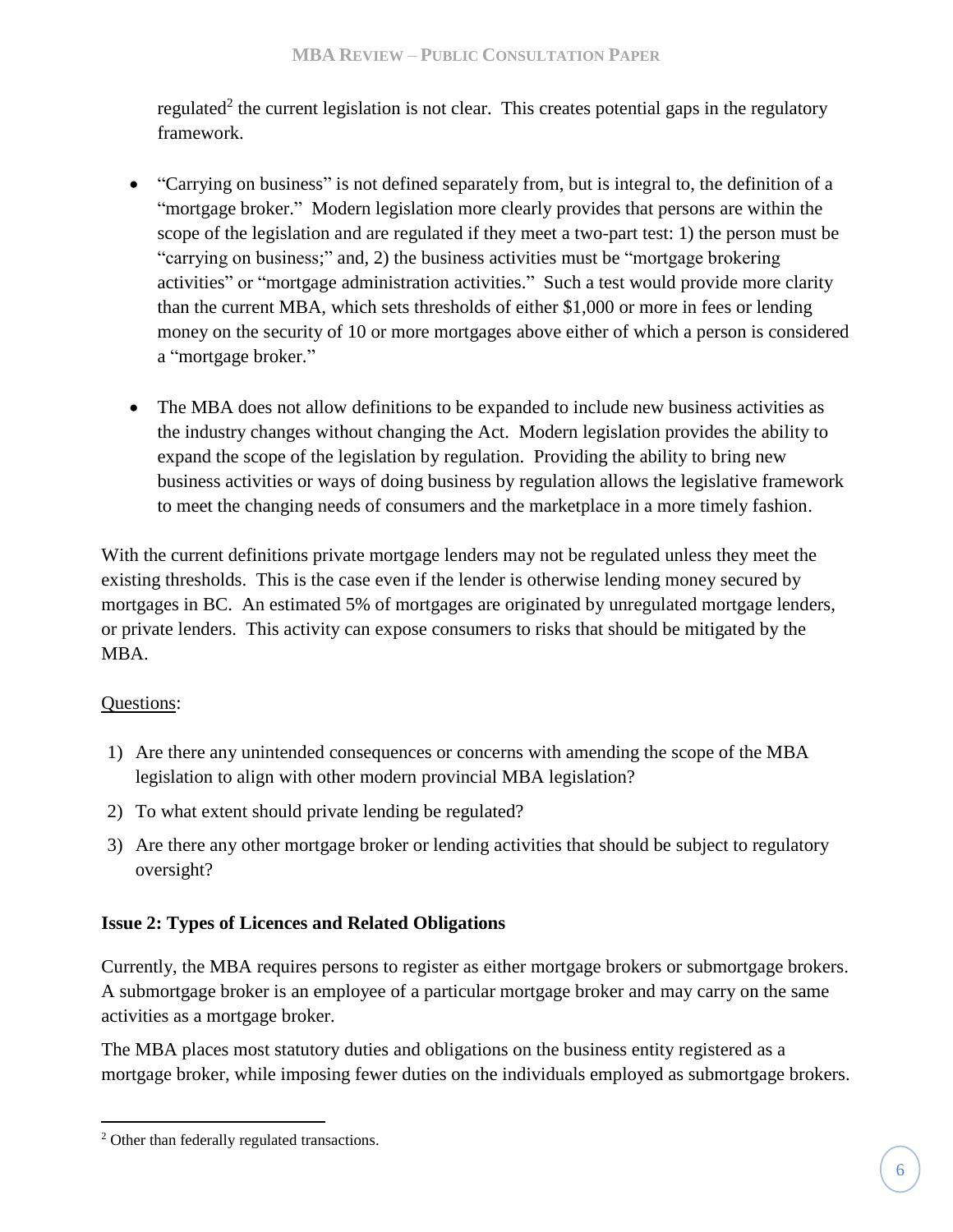regulated[2] the current legislation is not clear. This creates potential gaps in the regulatory framework.

- "Carrying on business" is not defined separately from, but is integral to, the definition of a "mortgage broker." Modern legislation more clearly provides that persons are within the scope of the legislation and are regulated if they meet a two-part test: 1) the person must be "carrying on business;" and, 2) the business activities must be "mortgage brokering activities" or "mortgage administration activities." Such a test would provide more clarity than the current MBA, which sets thresholds of either $1,000 or more in fees or lending money on the security of 10 or more mortgages above either of which a person is considered a "mortgage broker."

- The MBA does not allow definitions to be expanded to include new business activities as the industry changes without changing the Act. Modern legislation provides the ability to expand the scope of the legislation by regulation. Providing the ability to bring new business activities or ways of doing business by regulation allows the legislative framework to meet the changing needs of consumers and the marketplace in a more timely fashion.

With the current definitions private mortgage lenders may not be regulated unless they meet the existing thresholds. This is the case even if the lender is otherwise lending money secured by mortgages in BC. An estimated 5% of mortgages are originated by unregulated mortgage lenders, or private lenders. This activity can expose consumers to risks that should be mitigated by the MBA.

Questions:

1) Are there any unintended consequences or concerns with amending the scope of the MBA legislation to align with other modern provincial MBA legislation?
2) To what extent should private lending be regulated?
3) Are there any other mortgage broker or lending activities that should be subject to regulatory oversight?

**Issue 2: Types of Licences and Related Obligations**

Currently, the MBA requires persons to register as either mortgage brokers or submortgage brokers. A submortgage broker is an employee of a particular mortgage broker and may carry on the same activities as a mortgage broker.

The MBA places most statutory duties and obligations on the business entity registered as a mortgage broker, while imposing fewer duties on the individuals employed as submortgage brokers.

[2] Other than federally regulated transactions.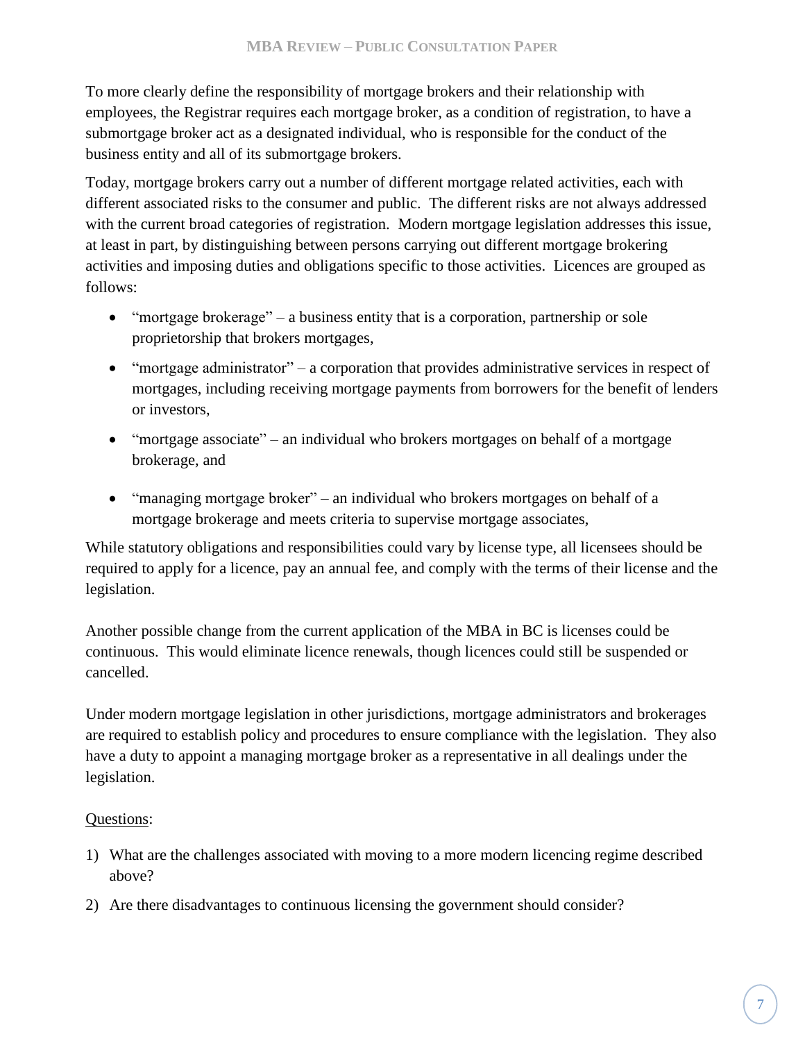To more clearly define the responsibility of mortgage brokers and their relationship with employees, the Registrar requires each mortgage broker, as a condition of registration, to have a submortgage broker act as a designated individual, who is responsible for the conduct of the business entity and all of its submortgage brokers.

Today, mortgage brokers carry out a number of different mortgage related activities, each with different associated risks to the consumer and public. The different risks are not always addressed with the current broad categories of registration. Modern mortgage legislation addresses this issue, at least in part, by distinguishing between persons carrying out different mortgage brokering activities and imposing duties and obligations specific to those activities. Licences are grouped as follows:

- "mortgage brokerage" – a business entity that is a corporation, partnership or sole proprietorship that brokers mortgages,
- "mortgage administrator" – a corporation that provides administrative services in respect of mortgages, including receiving mortgage payments from borrowers for the benefit of lenders or investors,
- "mortgage associate" – an individual who brokers mortgages on behalf of a mortgage brokerage, and
- "managing mortgage broker" – an individual who brokers mortgages on behalf of a mortgage brokerage and meets criteria to supervise mortgage associates,

While statutory obligations and responsibilities could vary by license type, all licensees should be required to apply for a licence, pay an annual fee, and comply with the terms of their license and the legislation.

Another possible change from the current application of the MBA in BC is licenses could be continuous. This would eliminate licence renewals, though licences could still be suspended or cancelled.

Under modern mortgage legislation in other jurisdictions, mortgage administrators and brokerages are required to establish policy and procedures to ensure compliance with the legislation. They also have a duty to appoint a managing mortgage broker as a representative in all dealings under the legislation.

Questions:

1) What are the challenges associated with moving to a more modern licencing regime described above?
2) Are there disadvantages to continuous licensing the government should consider?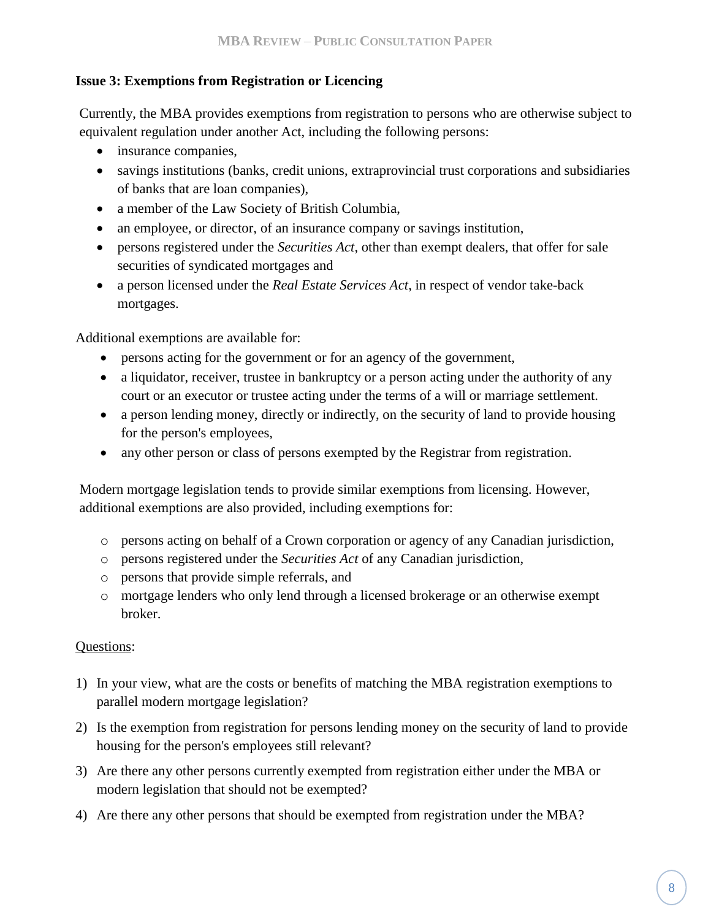### Issue 3: Exemptions from Registration or Licencing

Currently, the MBA provides exemptions from registration to persons who are otherwise subject to equivalent regulation under another Act, including the following persons:

- insurance companies,
- savings institutions (banks, credit unions, extraprovincial trust corporations and subsidiaries of banks that are loan companies),
- a member of the Law Society of British Columbia,
- an employee, or director, of an insurance company or savings institution,
- persons registered under the *Securities Act*, other than exempt dealers, that offer for sale securities of syndicated mortgages and
- a person licensed under the *Real Estate Services Act*, in respect of vendor take-back mortgages.

Additional exemptions are available for:

- persons acting for the government or for an agency of the government,
- a liquidator, receiver, trustee in bankruptcy or a person acting under the authority of any court or an executor or trustee acting under the terms of a will or marriage settlement.
- a person lending money, directly or indirectly, on the security of land to provide housing for the person's employees,
- any other person or class of persons exempted by the Registrar from registration.

Modern mortgage legislation tends to provide similar exemptions from licensing. However, additional exemptions are also provided, including exemptions for:

- persons acting on behalf of a Crown corporation or agency of any Canadian jurisdiction,
- persons registered under the *Securities Act* of any Canadian jurisdiction,
- persons that provide simple referrals, and
- mortgage lenders who only lend through a licensed brokerage or an otherwise exempt broker.

Questions:

1) In your view, what are the costs or benefits of matching the MBA registration exemptions to parallel modern mortgage legislation?
2) Is the exemption from registration for persons lending money on the security of land to provide housing for the person's employees still relevant?
3) Are there any other persons currently exempted from registration either under the MBA or modern legislation that should not be exempted?
4) Are there any other persons that should be exempted from registration under the MBA?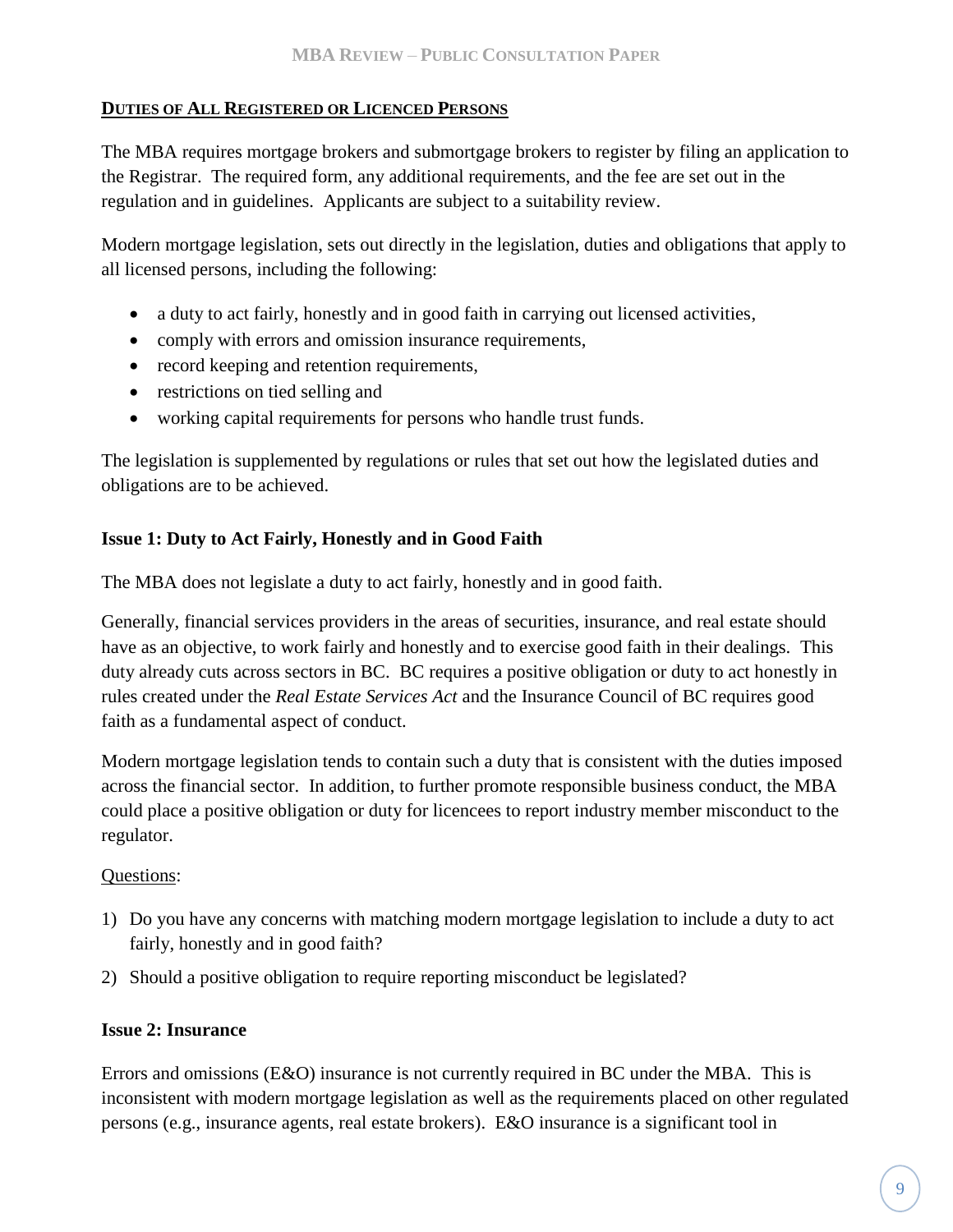## DUTIES OF ALL REGISTERED OR LICENCED PERSONS

The MBA requires mortgage brokers and submortgage brokers to register by filing an application to the Registrar. The required form, any additional requirements, and the fee are set out in the regulation and in guidelines. Applicants are subject to a suitability review.

Modern mortgage legislation, sets out directly in the legislation, duties and obligations that apply to all licensed persons, including the following:

- a duty to act fairly, honestly and in good faith in carrying out licensed activities,
- comply with errors and omission insurance requirements,
- record keeping and retention requirements,
- restrictions on tied selling and
- working capital requirements for persons who handle trust funds.

The legislation is supplemented by regulations or rules that set out how the legislated duties and obligations are to be achieved.

### Issue 1: Duty to Act Fairly, Honestly and in Good Faith

The MBA does not legislate a duty to act fairly, honestly and in good faith.

Generally, financial services providers in the areas of securities, insurance, and real estate should have as an objective, to work fairly and honestly and to exercise good faith in their dealings. This duty already cuts across sectors in BC. BC requires a positive obligation or duty to act honestly in rules created under the *Real Estate Services Act* and the Insurance Council of BC requires good faith as a fundamental aspect of conduct.

Modern mortgage legislation tends to contain such a duty that is consistent with the duties imposed across the financial sector. In addition, to further promote responsible business conduct, the MBA could place a positive obligation or duty for licencees to report industry member misconduct to the regulator.

Questions:

1) Do you have any concerns with matching modern mortgage legislation to include a duty to act fairly, honestly and in good faith?
2) Should a positive obligation to require reporting misconduct be legislated?

### Issue 2: Insurance

Errors and omissions (E&O) insurance is not currently required in BC under the MBA. This is inconsistent with modern mortgage legislation as well as the requirements placed on other regulated persons (e.g., insurance agents, real estate brokers). E&O insurance is a significant tool in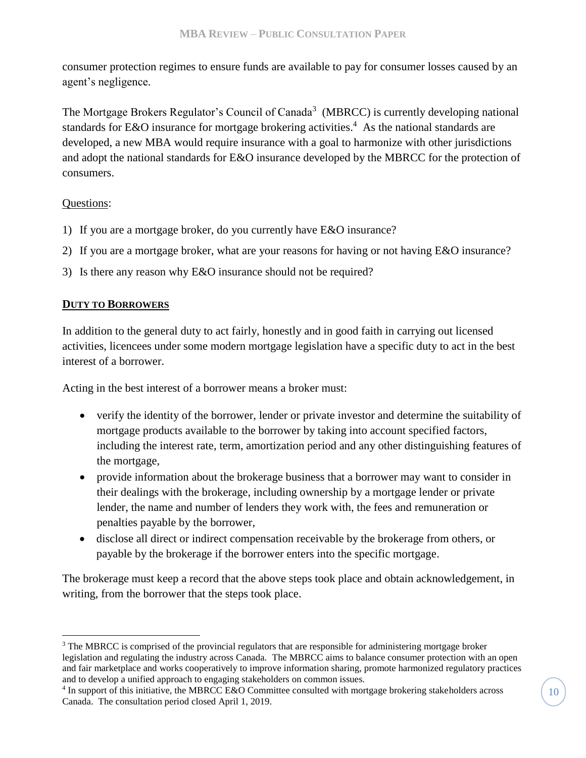consumer protection regimes to ensure funds are available to pay for consumer losses caused by an agent's negligence.

The Mortgage Brokers Regulator's Council of Canada[3] (MBRCC) is currently developing national standards for E&O insurance for mortgage brokering activities.[4] As the national standards are developed, a new MBA would require insurance with a goal to harmonize with other jurisdictions and adopt the national standards for E&O insurance developed by the MBRCC for the protection of consumers.

Questions:

1) If you are a mortgage broker, do you currently have E&O insurance?
2) If you are a mortgage broker, what are your reasons for having or not having E&O insurance?
3) Is there any reason why E&O insurance should not be required?

## DUTY TO BORROWERS

In addition to the general duty to act fairly, honestly and in good faith in carrying out licensed activities, licencees under some modern mortgage legislation have a specific duty to act in the best interest of a borrower.

Acting in the best interest of a borrower means a broker must:

- verify the identity of the borrower, lender or private investor and determine the suitability of mortgage products available to the borrower by taking into account specified factors, including the interest rate, term, amortization period and any other distinguishing features of the mortgage,
- provide information about the brokerage business that a borrower may want to consider in their dealings with the brokerage, including ownership by a mortgage lender or private lender, the name and number of lenders they work with, the fees and remuneration or penalties payable by the borrower,
- disclose all direct or indirect compensation receivable by the brokerage from others, or payable by the brokerage if the borrower enters into the specific mortgage.

The brokerage must keep a record that the above steps took place and obtain acknowledgement, in writing, from the borrower that the steps took place.

---

[3] The MBRCC is comprised of the provincial regulators that are responsible for administering mortgage broker legislation and regulating the industry across Canada. The MBRCC aims to balance consumer protection with an open and fair marketplace and works cooperatively to improve information sharing, promote harmonized regulatory practices and to develop a unified approach to engaging stakeholders on common issues.

[4] In support of this initiative, the MBRCC E&O Committee consulted with mortgage brokering stakeholders across Canada. The consultation period closed April 1, 2019.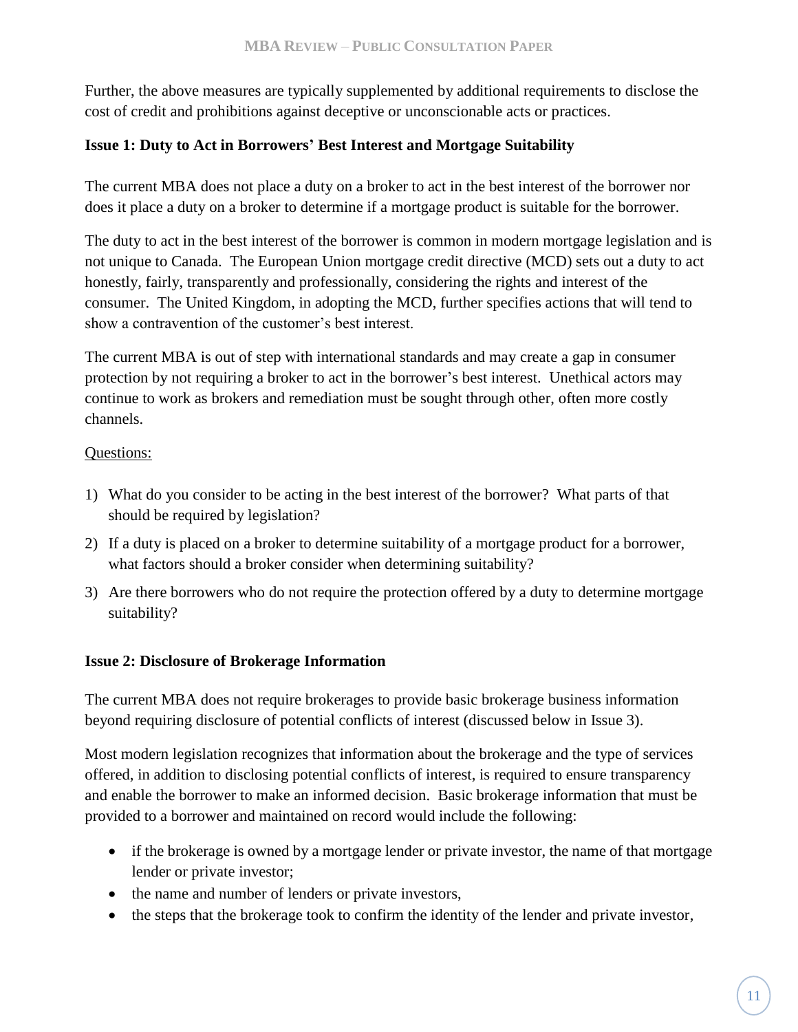Further, the above measures are typically supplemented by additional requirements to disclose the cost of credit and prohibitions against deceptive or unconscionable acts or practices.

**Issue 1: Duty to Act in Borrowers' Best Interest and Mortgage Suitability**

The current MBA does not place a duty on a broker to act in the best interest of the borrower nor does it place a duty on a broker to determine if a mortgage product is suitable for the borrower.

The duty to act in the best interest of the borrower is common in modern mortgage legislation and is not unique to Canada. The European Union mortgage credit directive (MCD) sets out a duty to act honestly, fairly, transparently and professionally, considering the rights and interest of the consumer. The United Kingdom, in adopting the MCD, further specifies actions that will tend to show a contravention of the customer's best interest.

The current MBA is out of step with international standards and may create a gap in consumer protection by not requiring a broker to act in the borrower's best interest. Unethical actors may continue to work as brokers and remediation must be sought through other, often more costly channels.

Questions:

1) What do you consider to be acting in the best interest of the borrower? What parts of that should be required by legislation?
2) If a duty is placed on a broker to determine suitability of a mortgage product for a borrower, what factors should a broker consider when determining suitability?
3) Are there borrowers who do not require the protection offered by a duty to determine mortgage suitability?

**Issue 2: Disclosure of Brokerage Information**

The current MBA does not require brokerages to provide basic brokerage business information beyond requiring disclosure of potential conflicts of interest (discussed below in Issue 3).

Most modern legislation recognizes that information about the brokerage and the type of services offered, in addition to disclosing potential conflicts of interest, is required to ensure transparency and enable the borrower to make an informed decision. Basic brokerage information that must be provided to a borrower and maintained on record would include the following:

- if the brokerage is owned by a mortgage lender or private investor, the name of that mortgage lender or private investor;
- the name and number of lenders or private investors,
- the steps that the brokerage took to confirm the identity of the lender and private investor,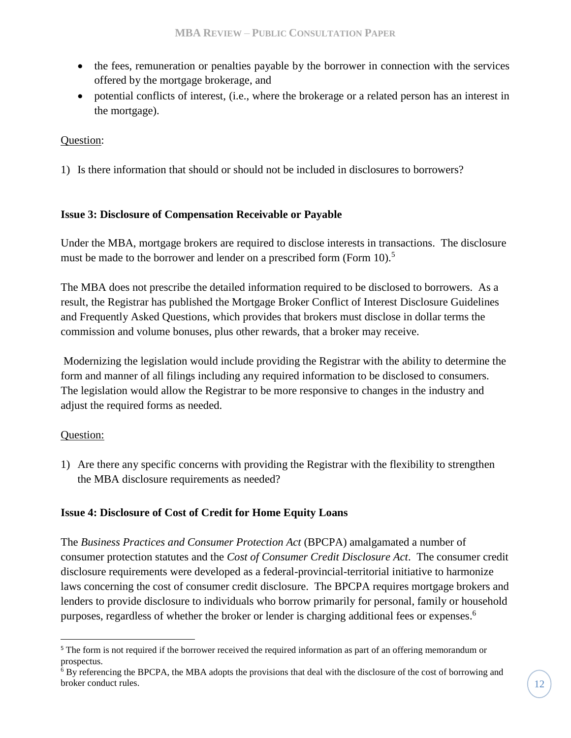- the fees, remuneration or penalties payable by the borrower in connection with the services offered by the mortgage brokerage, and
- potential conflicts of interest, (i.e., where the brokerage or a related person has an interest in the mortgage).

Question:

1) Is there information that should or should not be included in disclosures to borrowers?

**Issue 3: Disclosure of Compensation Receivable or Payable**

Under the MBA, mortgage brokers are required to disclose interests in transactions. The disclosure must be made to the borrower and lender on a prescribed form (Form 10).[5]

The MBA does not prescribe the detailed information required to be disclosed to borrowers. As a result, the Registrar has published the Mortgage Broker Conflict of Interest Disclosure Guidelines and Frequently Asked Questions, which provides that brokers must disclose in dollar terms the commission and volume bonuses, plus other rewards, that a broker may receive.

Modernizing the legislation would include providing the Registrar with the ability to determine the form and manner of all filings including any required information to be disclosed to consumers. The legislation would allow the Registrar to be more responsive to changes in the industry and adjust the required forms as needed.

Question:

1) Are there any specific concerns with providing the Registrar with the flexibility to strengthen the MBA disclosure requirements as needed?

**Issue 4: Disclosure of Cost of Credit for Home Equity Loans**

The *Business Practices and Consumer Protection Act* (BPCPA) amalgamated a number of consumer protection statutes and the *Cost of Consumer Credit Disclosure Act*. The consumer credit disclosure requirements were developed as a federal-provincial-territorial initiative to harmonize laws concerning the cost of consumer credit disclosure. The BPCPA requires mortgage brokers and lenders to provide disclosure to individuals who borrow primarily for personal, family or household purposes, regardless of whether the broker or lender is charging additional fees or expenses.[6]

---

[5] The form is not required if the borrower received the required information as part of an offering memorandum or prospectus.

[6] By referencing the BPCPA, the MBA adopts the provisions that deal with the disclosure of the cost of borrowing and broker conduct rules.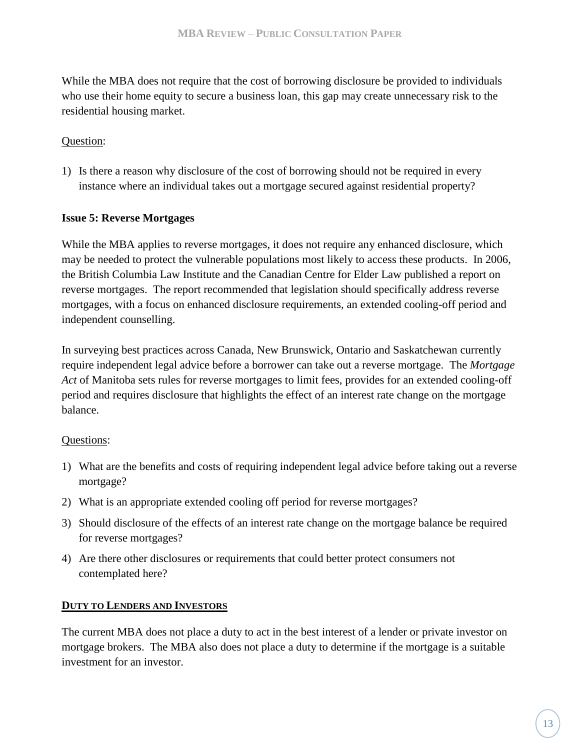While the MBA does not require that the cost of borrowing disclosure be provided to individuals who use their home equity to secure a business loan, this gap may create unnecessary risk to the residential housing market.

Question:

1) Is there a reason why disclosure of the cost of borrowing should not be required in every instance where an individual takes out a mortgage secured against residential property?

**Issue 5: Reverse Mortgages**

While the MBA applies to reverse mortgages, it does not require any enhanced disclosure, which may be needed to protect the vulnerable populations most likely to access these products. In 2006, the British Columbia Law Institute and the Canadian Centre for Elder Law published a report on reverse mortgages. The report recommended that legislation should specifically address reverse mortgages, with a focus on enhanced disclosure requirements, an extended cooling-off period and independent counselling.

In surveying best practices across Canada, New Brunswick, Ontario and Saskatchewan currently require independent legal advice before a borrower can take out a reverse mortgage. The *Mortgage Act* of Manitoba sets rules for reverse mortgages to limit fees, provides for an extended cooling-off period and requires disclosure that highlights the effect of an interest rate change on the mortgage balance.

Questions:

1) What are the benefits and costs of requiring independent legal advice before taking out a reverse mortgage?
2) What is an appropriate extended cooling off period for reverse mortgages?
3) Should disclosure of the effects of an interest rate change on the mortgage balance be required for reverse mortgages?
4) Are there other disclosures or requirements that could better protect consumers not contemplated here?

## DUTY TO LENDERS AND INVESTORS

The current MBA does not place a duty to act in the best interest of a lender or private investor on mortgage brokers. The MBA also does not place a duty to determine if the mortgage is a suitable investment for an investor.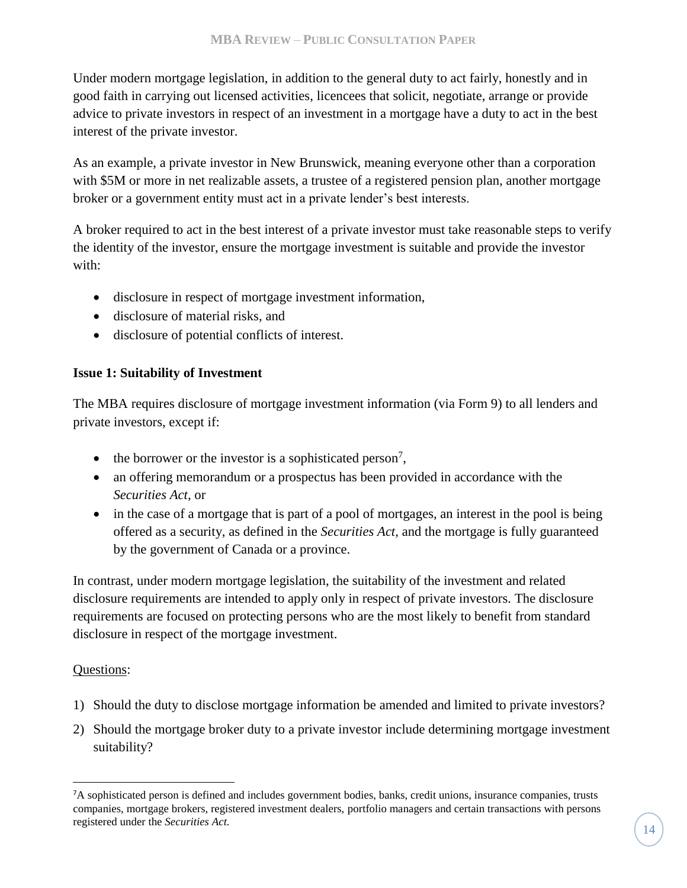Under modern mortgage legislation, in addition to the general duty to act fairly, honestly and in good faith in carrying out licensed activities, licencees that solicit, negotiate, arrange or provide advice to private investors in respect of an investment in a mortgage have a duty to act in the best interest of the private investor.

As an example, a private investor in New Brunswick, meaning everyone other than a corporation with $5M or more in net realizable assets, a trustee of a registered pension plan, another mortgage broker or a government entity must act in a private lender's best interests.

A broker required to act in the best interest of a private investor must take reasonable steps to verify the identity of the investor, ensure the mortgage investment is suitable and provide the investor with:

- disclosure in respect of mortgage investment information,
- disclosure of material risks, and
- disclosure of potential conflicts of interest.

**Issue 1: Suitability of Investment**

The MBA requires disclosure of mortgage investment information (via Form 9) to all lenders and private investors, except if:

- the borrower or the investor is a sophisticated person[7],
- an offering memorandum or a prospectus has been provided in accordance with the *Securities Act*, or
- in the case of a mortgage that is part of a pool of mortgages, an interest in the pool is being offered as a security, as defined in the *Securities Act*, and the mortgage is fully guaranteed by the government of Canada or a province.

In contrast, under modern mortgage legislation, the suitability of the investment and related disclosure requirements are intended to apply only in respect of private investors. The disclosure requirements are focused on protecting persons who are the most likely to benefit from standard disclosure in respect of the mortgage investment.

Questions:

1) Should the duty to disclose mortgage information be amended and limited to private investors?
2) Should the mortgage broker duty to a private investor include determining mortgage investment suitability?

[7] A sophisticated person is defined and includes government bodies, banks, credit unions, insurance companies, trusts companies, mortgage brokers, registered investment dealers, portfolio managers and certain transactions with persons registered under the *Securities Act.*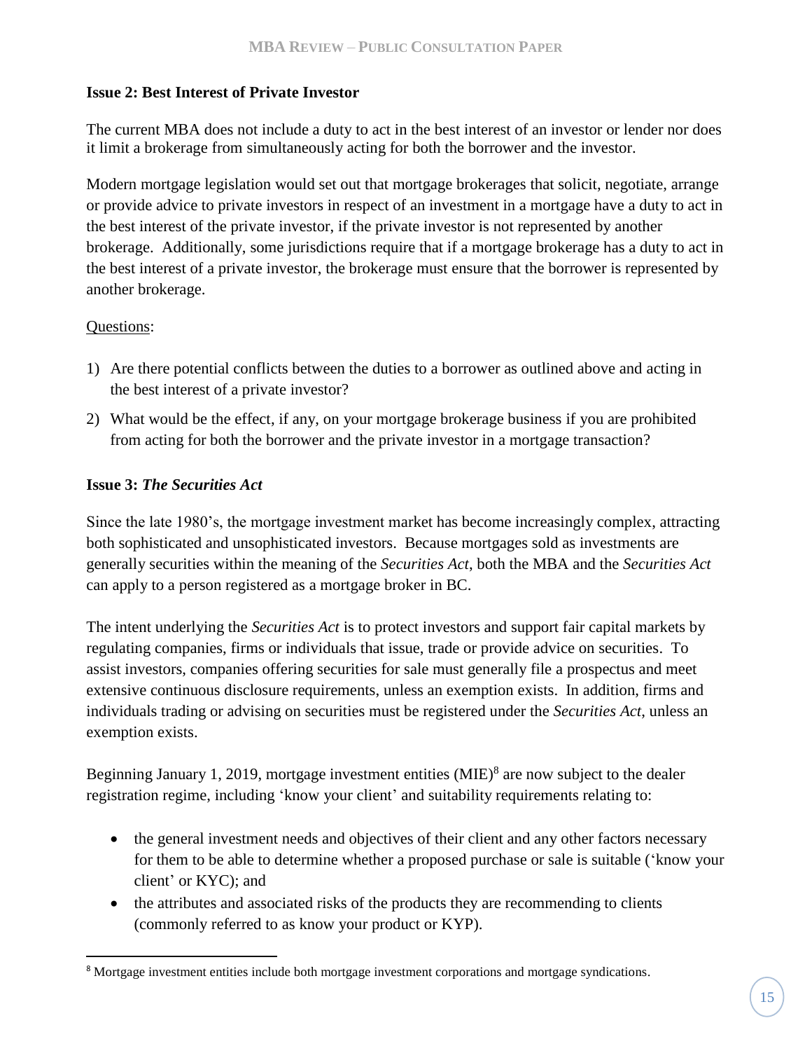### Issue 2: Best Interest of Private Investor

The current MBA does not include a duty to act in the best interest of an investor or lender nor does it limit a brokerage from simultaneously acting for both the borrower and the investor.

Modern mortgage legislation would set out that mortgage brokerages that solicit, negotiate, arrange or provide advice to private investors in respect of an investment in a mortgage have a duty to act in the best interest of the private investor, if the private investor is not represented by another brokerage. Additionally, some jurisdictions require that if a mortgage brokerage has a duty to act in the best interest of a private investor, the brokerage must ensure that the borrower is represented by another brokerage.

<u>Questions</u>:

1) Are there potential conflicts between the duties to a borrower as outlined above and acting in the best interest of a private investor?
2) What would be the effect, if any, on your mortgage brokerage business if you are prohibited from acting for both the borrower and the private investor in a mortgage transaction?

### Issue 3: *The Securities Act*

Since the late 1980's, the mortgage investment market has become increasingly complex, attracting both sophisticated and unsophisticated investors. Because mortgages sold as investments are generally securities within the meaning of the *Securities Act,* both the MBA and the *Securities Act* can apply to a person registered as a mortgage broker in BC.

The intent underlying the *Securities Act* is to protect investors and support fair capital markets by regulating companies, firms or individuals that issue, trade or provide advice on securities. To assist investors, companies offering securities for sale must generally file a prospectus and meet extensive continuous disclosure requirements, unless an exemption exists. In addition, firms and individuals trading or advising on securities must be registered under the *Securities Act,* unless an exemption exists.

Beginning January 1, 2019, mortgage investment entities (MIE)[8] are now subject to the dealer registration regime, including 'know your client' and suitability requirements relating to:

- the general investment needs and objectives of their client and any other factors necessary for them to be able to determine whether a proposed purchase or sale is suitable ('know your client' or KYC); and
- the attributes and associated risks of the products they are recommending to clients (commonly referred to as know your product or KYP).

[8] Mortgage investment entities include both mortgage investment corporations and mortgage syndications.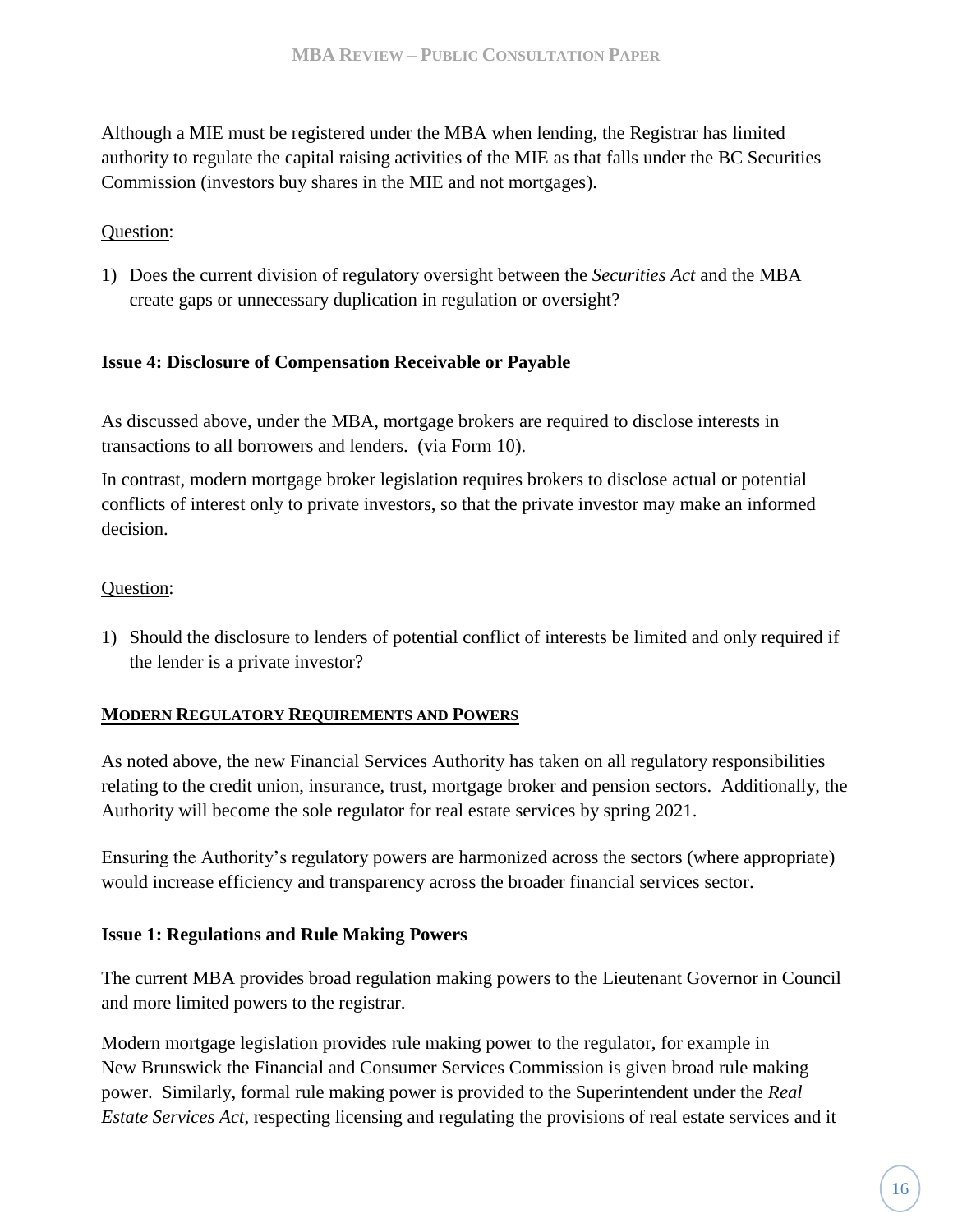Although a MIE must be registered under the MBA when lending, the Registrar has limited authority to regulate the capital raising activities of the MIE as that falls under the BC Securities Commission (investors buy shares in the MIE and not mortgages).

Question:

1) Does the current division of regulatory oversight between the *Securities Act* and the MBA create gaps or unnecessary duplication in regulation or oversight?

**Issue 4: Disclosure of Compensation Receivable or Payable**

As discussed above, under the MBA, mortgage brokers are required to disclose interests in transactions to all borrowers and lenders. (via Form 10).

In contrast, modern mortgage broker legislation requires brokers to disclose actual or potential conflicts of interest only to private investors, so that the private investor may make an informed decision.

Question:

1) Should the disclosure to lenders of potential conflict of interests be limited and only required if the lender is a private investor?

**MODERN REGULATORY REQUIREMENTS AND POWERS**

As noted above, the new Financial Services Authority has taken on all regulatory responsibilities relating to the credit union, insurance, trust, mortgage broker and pension sectors. Additionally, the Authority will become the sole regulator for real estate services by spring 2021.

Ensuring the Authority's regulatory powers are harmonized across the sectors (where appropriate) would increase efficiency and transparency across the broader financial services sector.

**Issue 1: Regulations and Rule Making Powers**

The current MBA provides broad regulation making powers to the Lieutenant Governor in Council and more limited powers to the registrar.

Modern mortgage legislation provides rule making power to the regulator, for example in New Brunswick the Financial and Consumer Services Commission is given broad rule making power. Similarly, formal rule making power is provided to the Superintendent under the *Real Estate Services Act*, respecting licensing and regulating the provisions of real estate services and it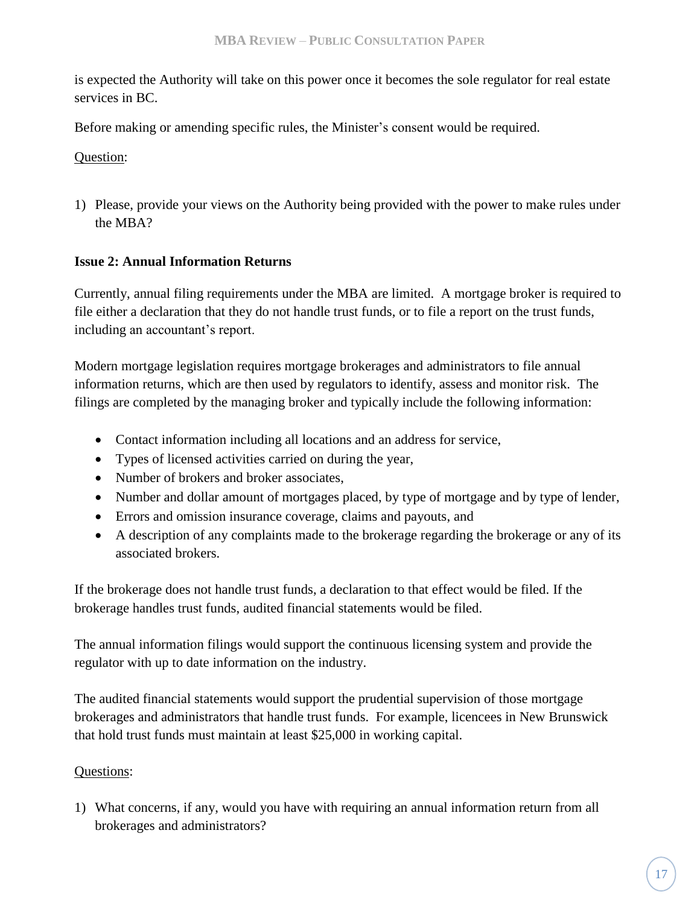is expected the Authority will take on this power once it becomes the sole regulator for real estate services in BC.

Before making or amending specific rules, the Minister's consent would be required.

Question:

1) Please, provide your views on the Authority being provided with the power to make rules under the MBA?

**Issue 2: Annual Information Returns**

Currently, annual filing requirements under the MBA are limited. A mortgage broker is required to file either a declaration that they do not handle trust funds, or to file a report on the trust funds, including an accountant's report.

Modern mortgage legislation requires mortgage brokerages and administrators to file annual information returns, which are then used by regulators to identify, assess and monitor risk. The filings are completed by the managing broker and typically include the following information:

- Contact information including all locations and an address for service,
- Types of licensed activities carried on during the year,
- Number of brokers and broker associates,
- Number and dollar amount of mortgages placed, by type of mortgage and by type of lender,
- Errors and omission insurance coverage, claims and payouts, and
- A description of any complaints made to the brokerage regarding the brokerage or any of its associated brokers.

If the brokerage does not handle trust funds, a declaration to that effect would be filed. If the brokerage handles trust funds, audited financial statements would be filed.

The annual information filings would support the continuous licensing system and provide the regulator with up to date information on the industry.

The audited financial statements would support the prudential supervision of those mortgage brokerages and administrators that handle trust funds. For example, licencees in New Brunswick that hold trust funds must maintain at least $25,000 in working capital.

Questions:

1) What concerns, if any, would you have with requiring an annual information return from all brokerages and administrators?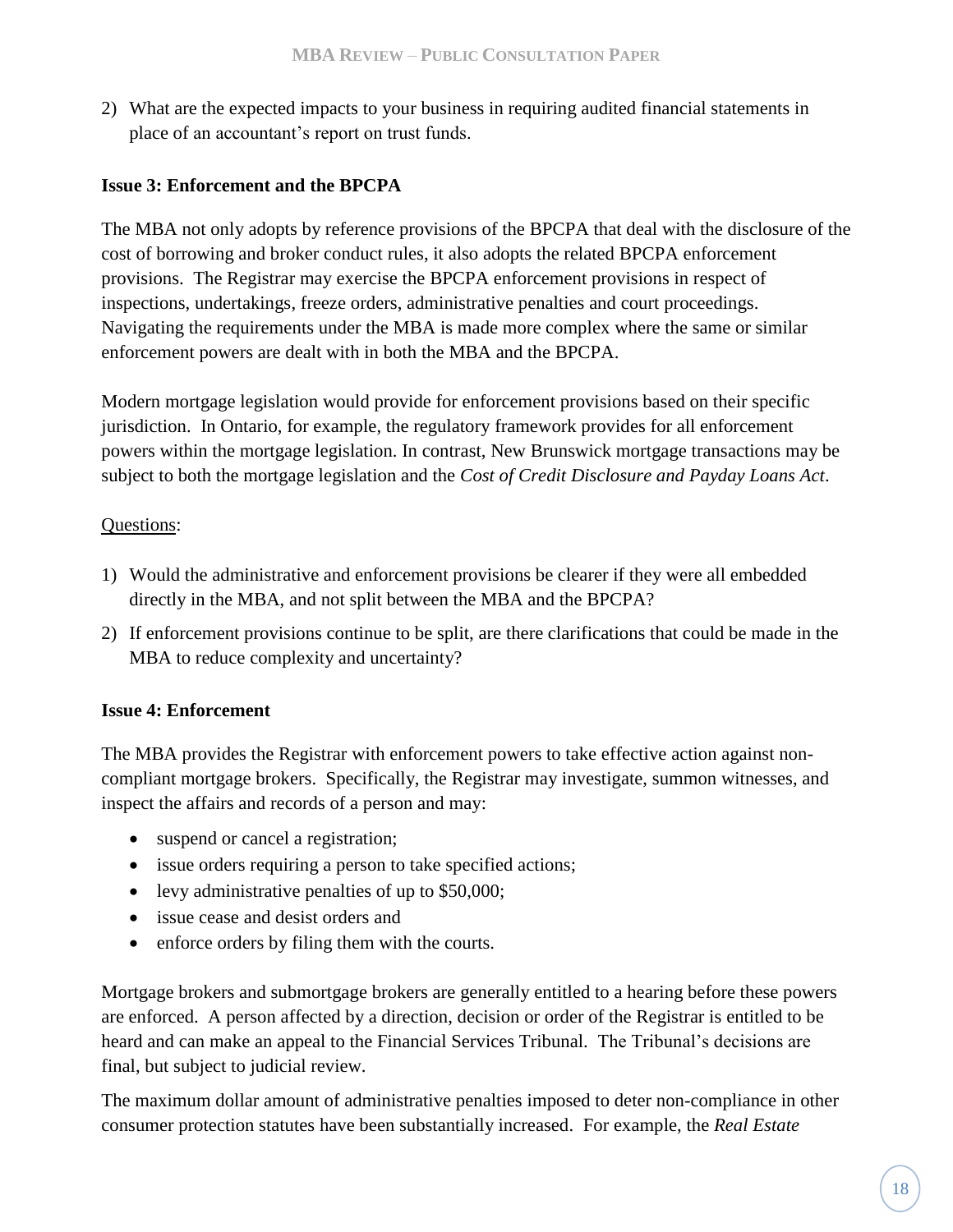2) What are the expected impacts to your business in requiring audited financial statements in place of an accountant's report on trust funds.

**Issue 3: Enforcement and the BPCPA**

The MBA not only adopts by reference provisions of the BPCPA that deal with the disclosure of the cost of borrowing and broker conduct rules, it also adopts the related BPCPA enforcement provisions. The Registrar may exercise the BPCPA enforcement provisions in respect of inspections, undertakings, freeze orders, administrative penalties and court proceedings. Navigating the requirements under the MBA is made more complex where the same or similar enforcement powers are dealt with in both the MBA and the BPCPA.

Modern mortgage legislation would provide for enforcement provisions based on their specific jurisdiction. In Ontario, for example, the regulatory framework provides for all enforcement powers within the mortgage legislation. In contrast, New Brunswick mortgage transactions may be subject to both the mortgage legislation and the *Cost of Credit Disclosure and Payday Loans Act*.

Questions:

1) Would the administrative and enforcement provisions be clearer if they were all embedded directly in the MBA, and not split between the MBA and the BPCPA?
2) If enforcement provisions continue to be split, are there clarifications that could be made in the MBA to reduce complexity and uncertainty?

**Issue 4: Enforcement**

The MBA provides the Registrar with enforcement powers to take effective action against non-compliant mortgage brokers. Specifically, the Registrar may investigate, summon witnesses, and inspect the affairs and records of a person and may:

- suspend or cancel a registration;
- issue orders requiring a person to take specified actions;
- levy administrative penalties of up to $50,000;
- issue cease and desist orders and
- enforce orders by filing them with the courts.

Mortgage brokers and submortgage brokers are generally entitled to a hearing before these powers are enforced. A person affected by a direction, decision or order of the Registrar is entitled to be heard and can make an appeal to the Financial Services Tribunal. The Tribunal's decisions are final, but subject to judicial review.

The maximum dollar amount of administrative penalties imposed to deter non-compliance in other consumer protection statutes have been substantially increased. For example, the *Real Estate*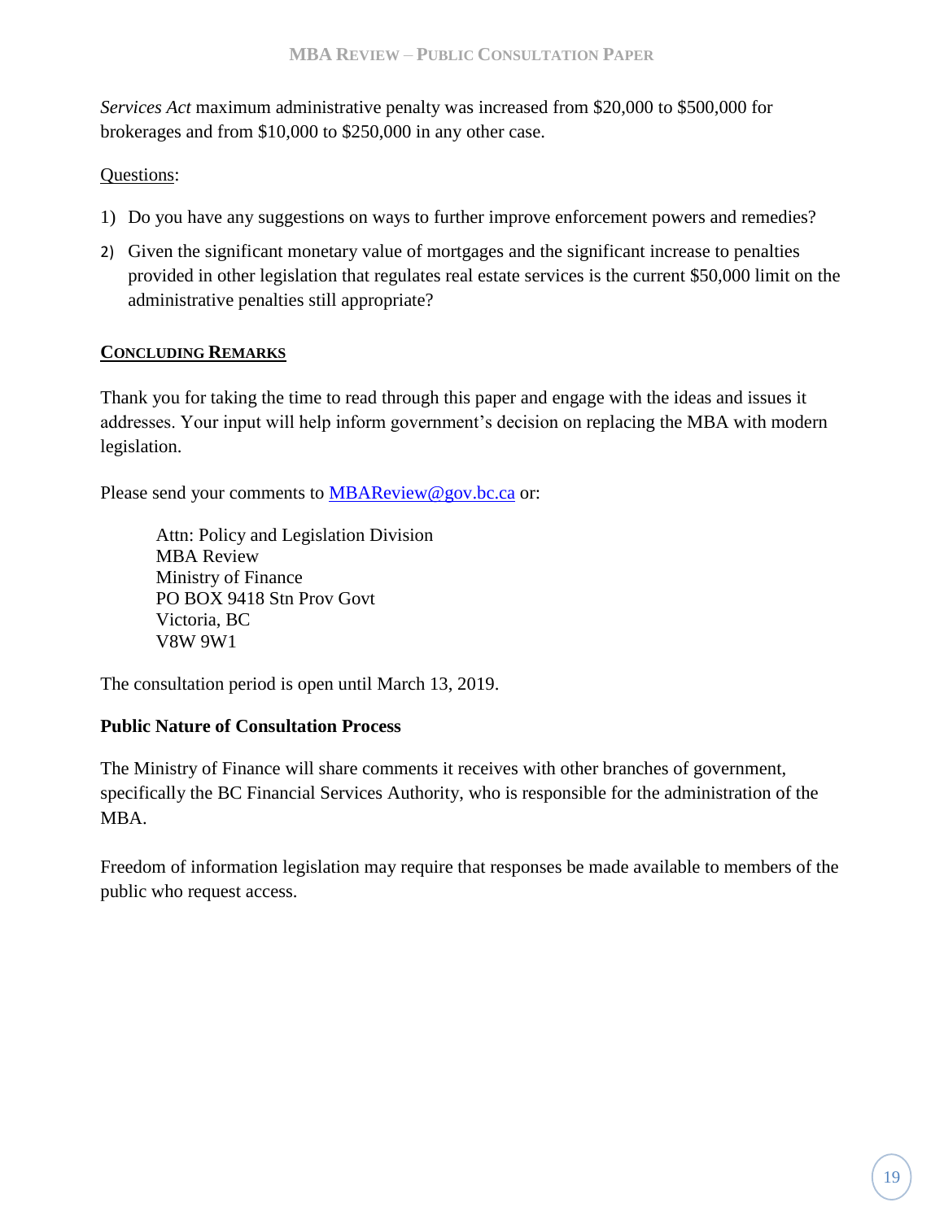*Services Act* maximum administrative penalty was increased from $20,000 to $500,000 for brokerages and from $10,000 to $250,000 in any other case.

Questions:

1) Do you have any suggestions on ways to further improve enforcement powers and remedies?
2) Given the significant monetary value of mortgages and the significant increase to penalties provided in other legislation that regulates real estate services is the current $50,000 limit on the administrative penalties still appropriate?

## CONCLUDING REMARKS

Thank you for taking the time to read through this paper and engage with the ideas and issues it addresses. Your input will help inform government's decision on replacing the MBA with modern legislation.

Please send your comments to [MBAReview@gov.bc.ca](mailto:MBAReview@gov.bc.ca) or:

> Attn: Policy and Legislation Division
> MBA Review
> Ministry of Finance
> PO BOX 9418 Stn Prov Govt
> Victoria, BC
> V8W 9W1

The consultation period is open until March 13, 2019.

### Public Nature of Consultation Process

The Ministry of Finance will share comments it receives with other branches of government, specifically the BC Financial Services Authority, who is responsible for the administration of the MBA.

Freedom of information legislation may require that responses be made available to members of the public who request access.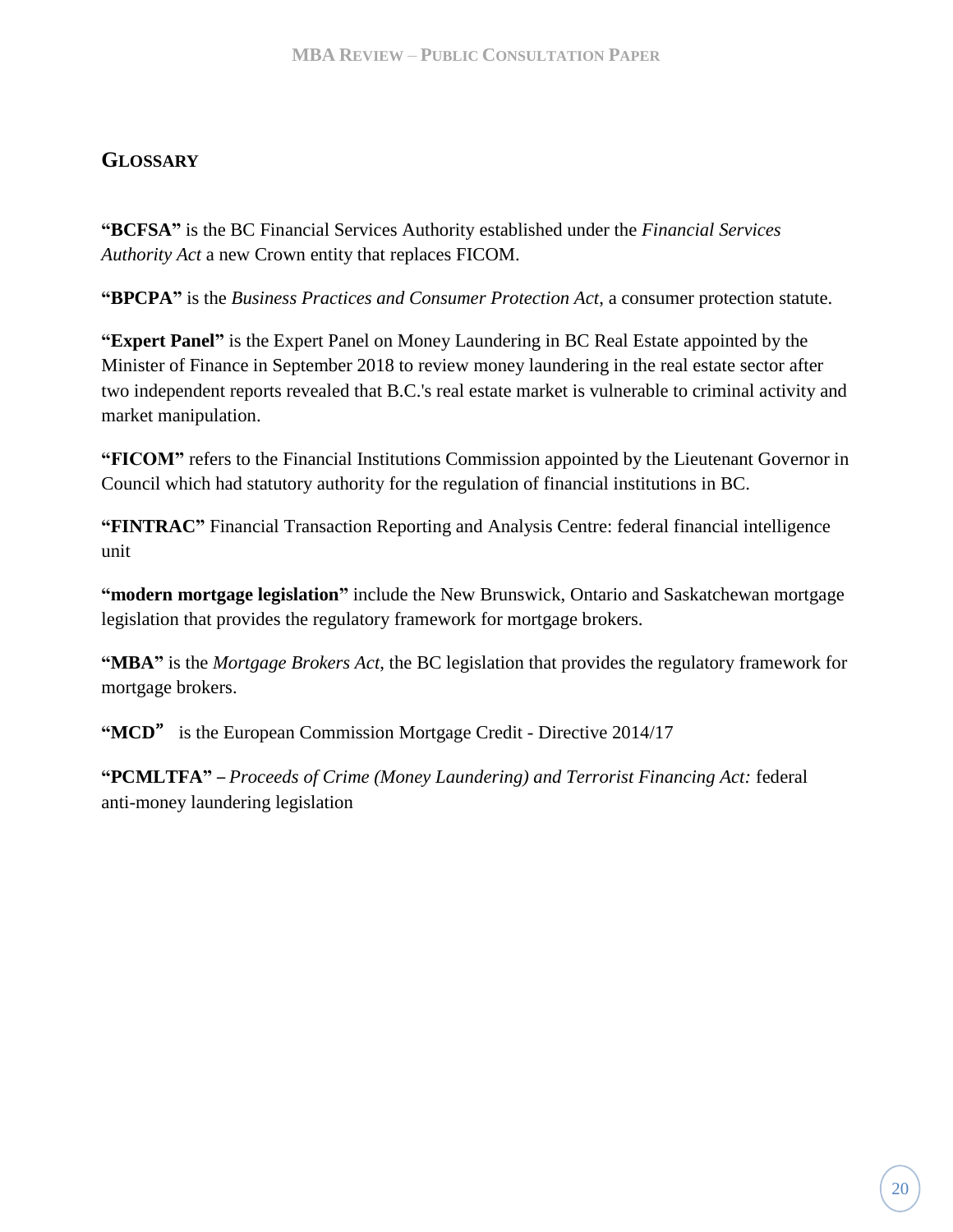## Glossary

**"BCFSA"** is the BC Financial Services Authority established under the *Financial Services Authority Act* a new Crown entity that replaces FICOM.

**"BPCPA"** is the *Business Practices and Consumer Protection Act*, a consumer protection statute.

**"Expert Panel"** is the Expert Panel on Money Laundering in BC Real Estate appointed by the Minister of Finance in September 2018 to review money laundering in the real estate sector after two independent reports revealed that B.C.'s real estate market is vulnerable to criminal activity and market manipulation.

**"FICOM"** refers to the Financial Institutions Commission appointed by the Lieutenant Governor in Council which had statutory authority for the regulation of financial institutions in BC.

**"FINTRAC"** Financial Transaction Reporting and Analysis Centre: federal financial intelligence unit

**"modern mortgage legislation"** include the New Brunswick, Ontario and Saskatchewan mortgage legislation that provides the regulatory framework for mortgage brokers.

**"MBA"** is the *Mortgage Brokers Act*, the BC legislation that provides the regulatory framework for mortgage brokers.

**"MCD"** is the European Commission Mortgage Credit - Directive 2014/17

**"PCMLTFA"** – *Proceeds of Crime (Money Laundering) and Terrorist Financing Act:* federal anti-money laundering legislation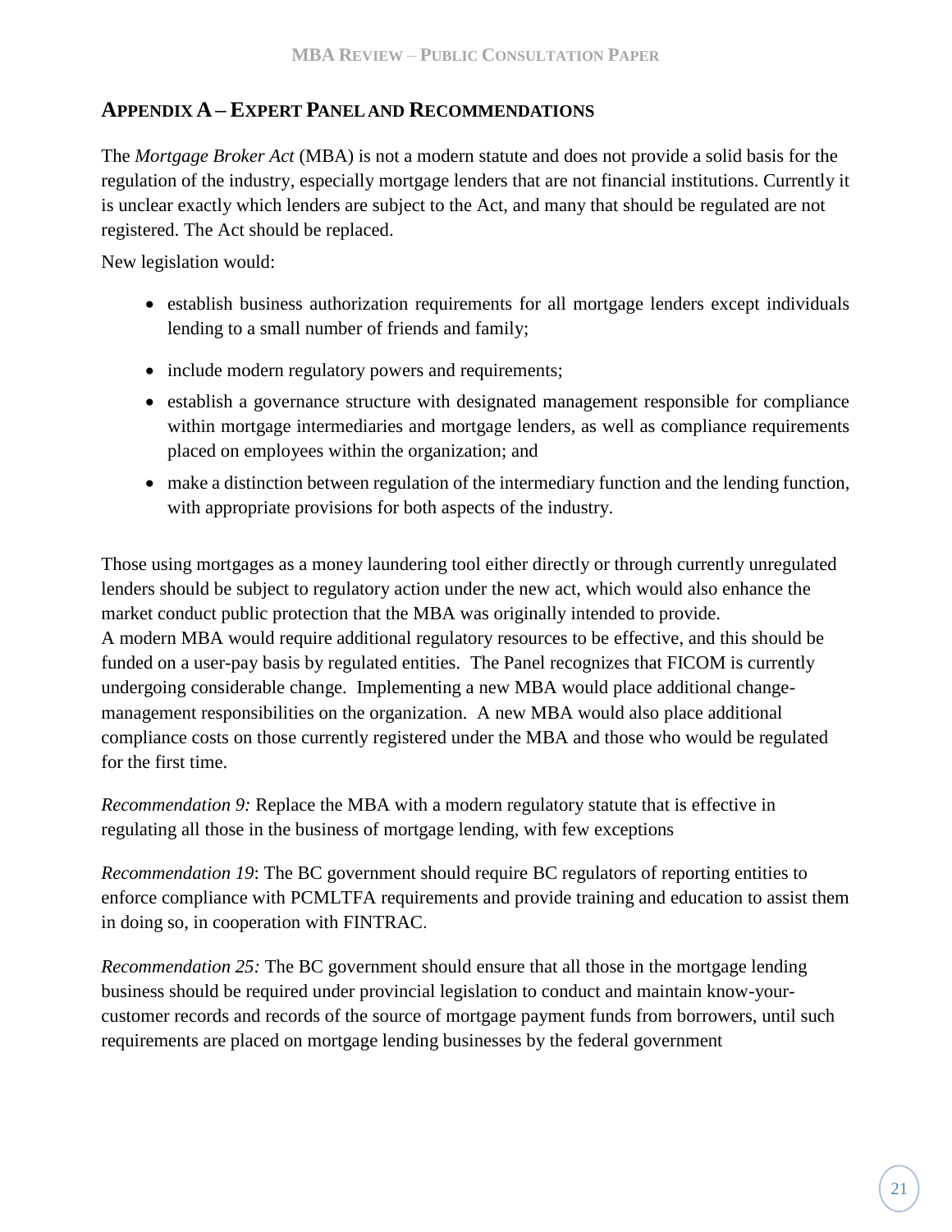## Appendix A – Expert Panel and Recommendations

The *Mortgage Broker Act* (MBA) is not a modern statute and does not provide a solid basis for the regulation of the industry, especially mortgage lenders that are not financial institutions. Currently it is unclear exactly which lenders are subject to the Act, and many that should be regulated are not registered. The Act should be replaced.

New legislation would:

- establish business authorization requirements for all mortgage lenders except individuals lending to a small number of friends and family;
- include modern regulatory powers and requirements;
- establish a governance structure with designated management responsible for compliance within mortgage intermediaries and mortgage lenders, as well as compliance requirements placed on employees within the organization; and
- make a distinction between regulation of the intermediary function and the lending function, with appropriate provisions for both aspects of the industry.

Those using mortgages as a money laundering tool either directly or through currently unregulated lenders should be subject to regulatory action under the new act, which would also enhance the market conduct public protection that the MBA was originally intended to provide.
A modern MBA would require additional regulatory resources to be effective, and this should be funded on a user-pay basis by regulated entities. The Panel recognizes that FICOM is currently undergoing considerable change. Implementing a new MBA would place additional change-management responsibilities on the organization. A new MBA would also place additional compliance costs on those currently registered under the MBA and those who would be regulated for the first time.

*Recommendation 9:* Replace the MBA with a modern regulatory statute that is effective in regulating all those in the business of mortgage lending, with few exceptions

*Recommendation 19*: The BC government should require BC regulators of reporting entities to enforce compliance with PCMLTFA requirements and provide training and education to assist them in doing so, in cooperation with FINTRAC.

*Recommendation 25:* The BC government should ensure that all those in the mortgage lending business should be required under provincial legislation to conduct and maintain know-your-customer records and records of the source of mortgage payment funds from borrowers, until such requirements are placed on mortgage lending businesses by the federal government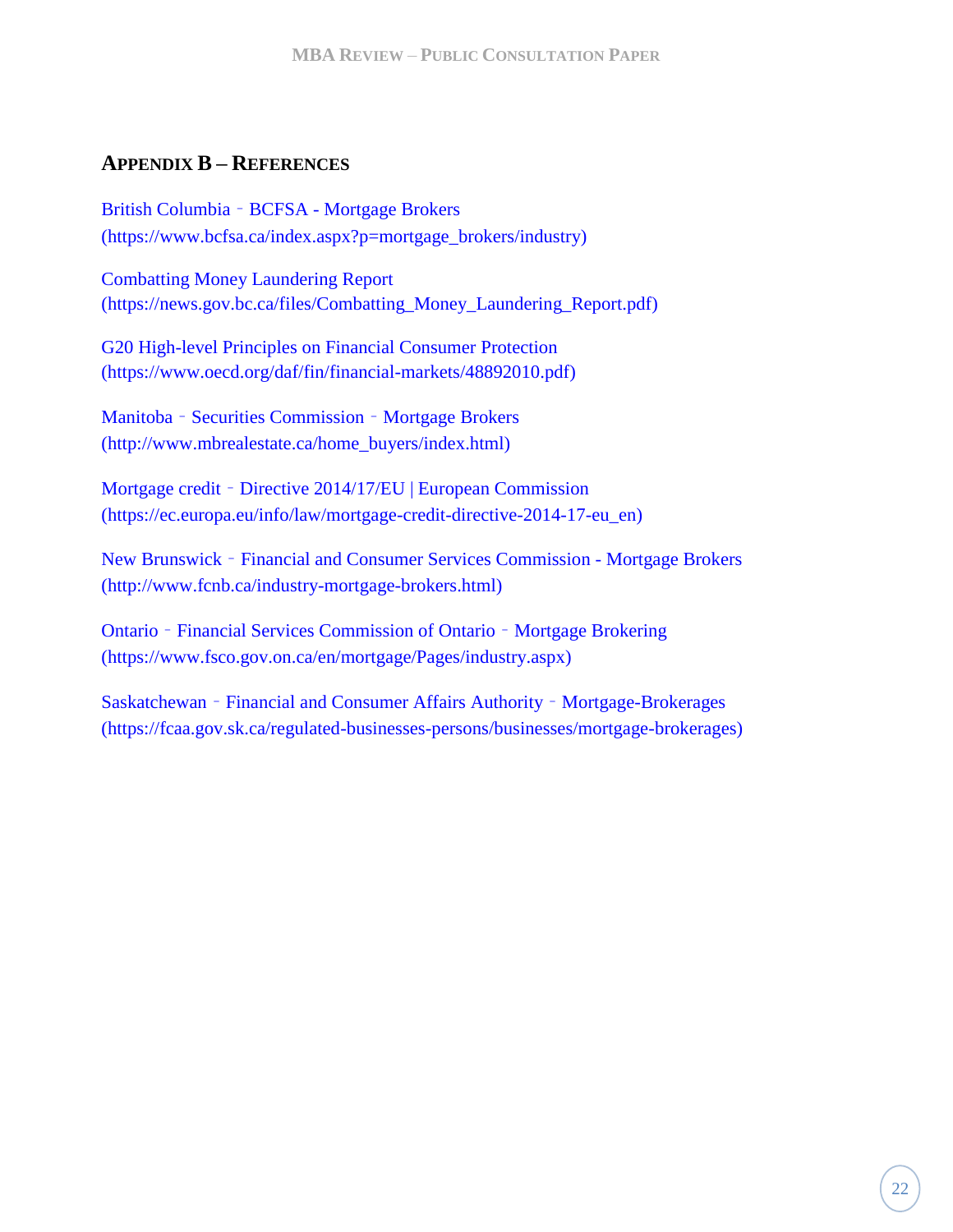## APPENDIX B – REFERENCES

British Columbia – BCFSA - Mortgage Brokers
(https://www.bcfsa.ca/index.aspx?p=mortgage_brokers/industry)

Combatting Money Laundering Report
(https://news.gov.bc.ca/files/Combatting_Money_Laundering_Report.pdf)

G20 High-level Principles on Financial Consumer Protection
(https://www.oecd.org/daf/fin/financial-markets/48892010.pdf)

Manitoba – Securities Commission – Mortgage Brokers
(http://www.mbrealestate.ca/home_buyers/index.html)

Mortgage credit – Directive 2014/17/EU | European Commission
(https://ec.europa.eu/info/law/mortgage-credit-directive-2014-17-eu_en)

New Brunswick – Financial and Consumer Services Commission - Mortgage Brokers
(http://www.fcnb.ca/industry-mortgage-brokers.html)

Ontario – Financial Services Commission of Ontario – Mortgage Brokering
(https://www.fsco.gov.on.ca/en/mortgage/Pages/industry.aspx)

Saskatchewan – Financial and Consumer Affairs Authority – Mortgage-Brokerages
(https://fcaa.gov.sk.ca/regulated-businesses-persons/businesses/mortgage-brokerages)